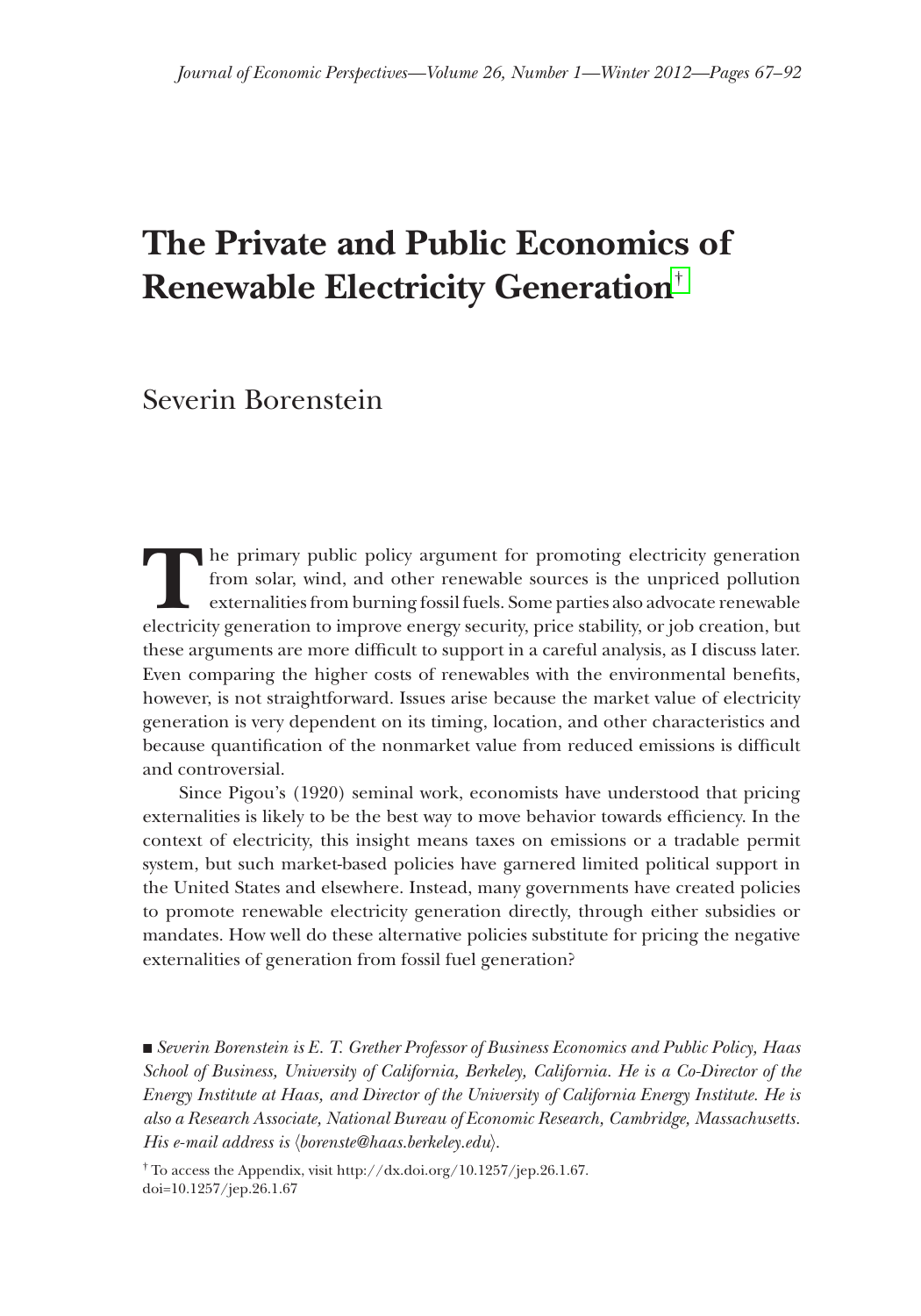# The Private and Public Economics of Renewable Electricity Generation[†]

Severin Borenstein

The primary public policy argument for promoting electricity generation from solar, wind, and other renewable sources is the unpriced pollution externalities from burning fossil fuels. Some parties also advocate renewable electricity generation to improve energy security, price stability, or job creation, but these arguments are more difficult to support in a careful analysis, as I discuss later. Even comparing the higher costs of renewables with the environmental benefits, however, is not straightforward. Issues arise because the market value of electricity generation is very dependent on its timing, location, and other characteristics and because quantification of the nonmarket value from reduced emissions is difficult and controversial.

Since Pigou's (1920) seminal work, economists have understood that pricing externalities is likely to be the best way to move behavior towards efficiency. In the context of electricity, this insight means taxes on emissions or a tradable permit system, but such market-based policies have garnered limited political support in the United States and elsewhere. Instead, many governments have created policies to promote renewable electricity generation directly, through either subsidies or mandates. How well do these alternative policies substitute for pricing the negative externalities of generation from fossil fuel generation?

■ *Severin Borenstein is E. T. Grether Professor of Business Economics and Public Policy, Haas School of Business, University of California, Berkeley, California. He is a Co-Director of the Energy Institute at Haas, and Director of the University of California Energy Institute. He is also a Research Associate, National Bureau of Economic Research, Cambridge, Massachusetts. His e-mail address is ⟨borenste@haas.berkeley.edu⟩.*

[†] To access the Appendix, visit http://dx.doi.org/10.1257/jep.26.1.67.
doi=10.1257/jep.26.1.67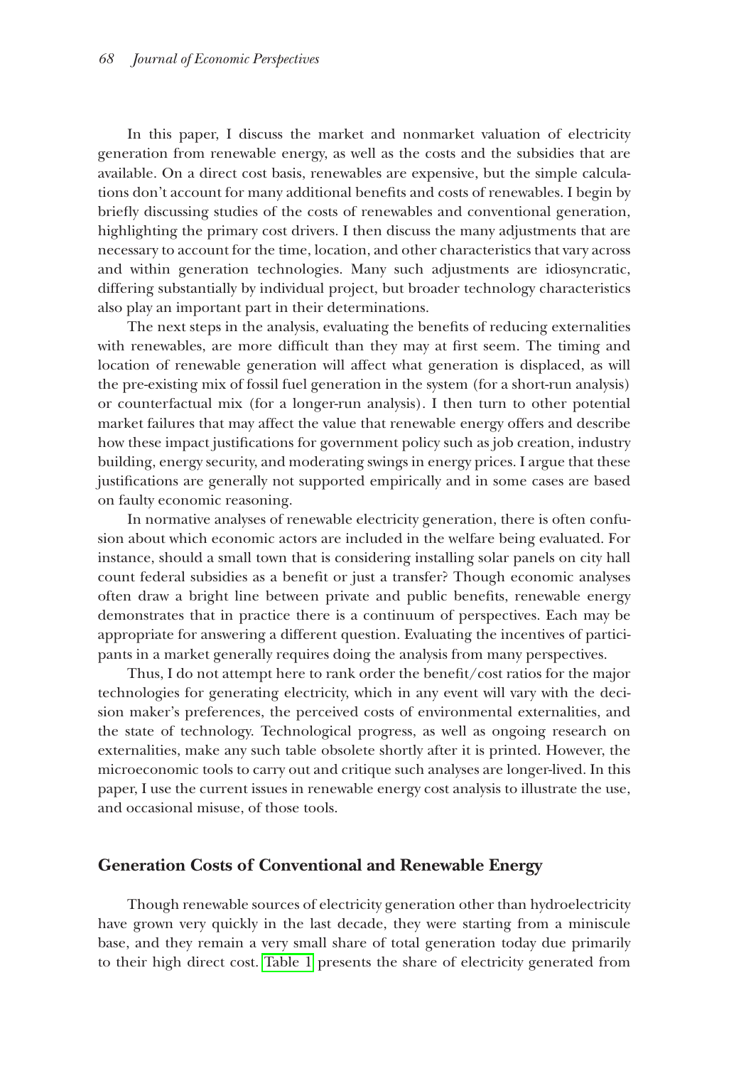In this paper, I discuss the market and nonmarket valuation of electricity generation from renewable energy, as well as the costs and the subsidies that are available. On a direct cost basis, renewables are expensive, but the simple calculations don't account for many additional benefits and costs of renewables. I begin by briefly discussing studies of the costs of renewables and conventional generation, highlighting the primary cost drivers. I then discuss the many adjustments that are necessary to account for the time, location, and other characteristics that vary across and within generation technologies. Many such adjustments are idiosyncratic, differing substantially by individual project, but broader technology characteristics also play an important part in their determinations.

The next steps in the analysis, evaluating the benefits of reducing externalities with renewables, are more difficult than they may at first seem. The timing and location of renewable generation will affect what generation is displaced, as will the pre-existing mix of fossil fuel generation in the system (for a short-run analysis) or counterfactual mix (for a longer-run analysis). I then turn to other potential market failures that may affect the value that renewable energy offers and describe how these impact justifications for government policy such as job creation, industry building, energy security, and moderating swings in energy prices. I argue that these justifications are generally not supported empirically and in some cases are based on faulty economic reasoning.

In normative analyses of renewable electricity generation, there is often confusion about which economic actors are included in the welfare being evaluated. For instance, should a small town that is considering installing solar panels on city hall count federal subsidies as a benefit or just a transfer? Though economic analyses often draw a bright line between private and public benefits, renewable energy demonstrates that in practice there is a continuum of perspectives. Each may be appropriate for answering a different question. Evaluating the incentives of participants in a market generally requires doing the analysis from many perspectives.

Thus, I do not attempt here to rank order the benefit/cost ratios for the major technologies for generating electricity, which in any event will vary with the decision maker's preferences, the perceived costs of environmental externalities, and the state of technology. Technological progress, as well as ongoing research on externalities, make any such table obsolete shortly after it is printed. However, the microeconomic tools to carry out and critique such analyses are longer-lived. In this paper, I use the current issues in renewable energy cost analysis to illustrate the use, and occasional misuse, of those tools.

## Generation Costs of Conventional and Renewable Energy

Though renewable sources of electricity generation other than hydroelectricity have grown very quickly in the last decade, they were starting from a miniscule base, and they remain a very small share of total generation today due primarily to their high direct cost. Table 1 presents the share of electricity generated from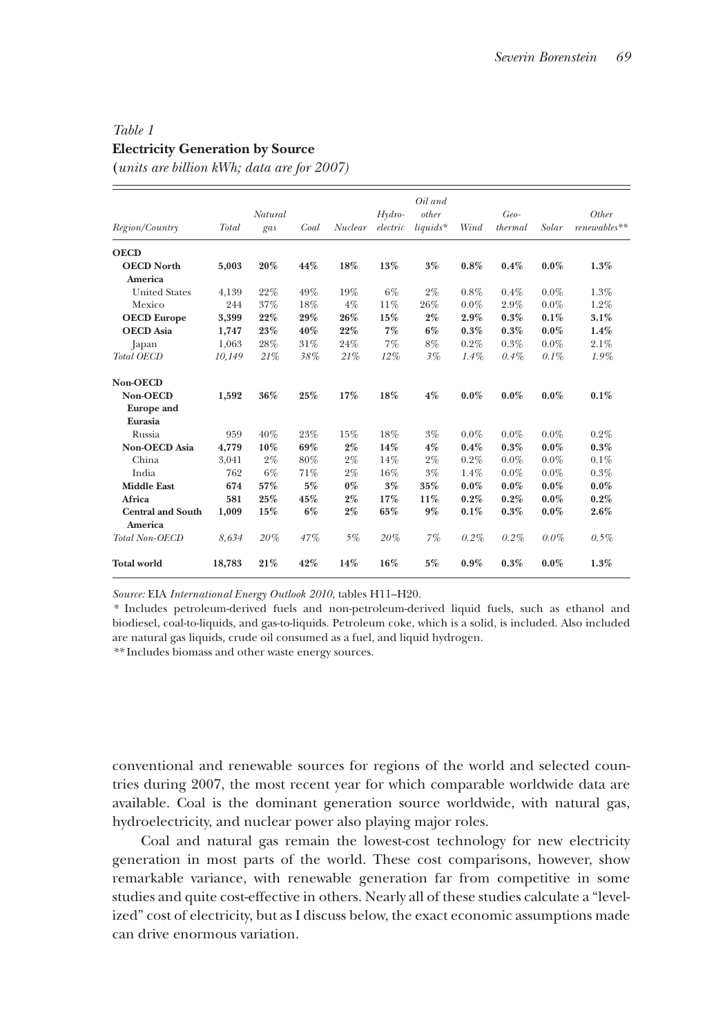*Table 1*
**Electricity Generation by Source**
**(***units are billion kWh; data are for 2007)*

| Region/Country | Total | Natural gas | Coal | Nuclear | Hydro-electric | Oil and other liquids* | Wind | Geo-thermal | Solar | Other renewables** |
|---|---|---|---|---|---|---|---|---|---|---|
| **OECD** | | | | | | | | | | |
| **OECD North America** | **5,003** | **20%** | **44%** | **18%** | **13%** | **3%** | **0.8%** | **0.4%** | **0.0%** | **1.3%** |
| United States | 4,139 | 22% | 49% | 19% | 6% | 2% | 0.8% | 0.4% | 0.0% | 1.3% |
| Mexico | 244 | 37% | 18% | 4% | 11% | 26% | 0.0% | 2.9% | 0.0% | 1.2% |
| **OECD Europe** | **3,399** | **22%** | **29%** | **26%** | **15%** | **2%** | **2.9%** | **0.3%** | **0.1%** | **3.1%** |
| **OECD Asia** | **1,747** | **23%** | **40%** | **22%** | **7%** | **6%** | **0.3%** | **0.3%** | **0.0%** | **1.4%** |
| Japan | 1,063 | 28% | 31% | 24% | 7% | 8% | 0.2% | 0.3% | 0.0% | 2.1% |
| *Total OECD* | *10,149* | *21%* | *38%* | *21%* | *12%* | *3%* | *1.4%* | *0.4%* | *0.1%* | *1.9%* |
| **Non-OECD** | | | | | | | | | | |
| **Non-OECD Europe and Eurasia** | **1,592** | **36%** | **25%** | **17%** | **18%** | **4%** | **0.0%** | **0.0%** | **0.0%** | **0.1%** |
| Russia | 959 | 40% | 23% | 15% | 18% | 3% | 0.0% | 0.0% | 0.0% | 0.2% |
| **Non-OECD Asia** | **4,779** | **10%** | **69%** | **2%** | **14%** | **4%** | **0.4%** | **0.3%** | **0.0%** | **0.3%** |
| China | 3,041 | 2% | 80% | 2% | 14% | 2% | 0.2% | 0.0% | 0.0% | 0.1% |
| India | 762 | 6% | 71% | 2% | 16% | 3% | 1.4% | 0.0% | 0.0% | 0.3% |
| **Middle East** | **674** | **57%** | **5%** | **0%** | **3%** | **35%** | **0.0%** | **0.0%** | **0.0%** | **0.0%** |
| **Africa** | **581** | **25%** | **45%** | **2%** | **17%** | **11%** | **0.2%** | **0.2%** | **0.0%** | **0.2%** |
| **Central and South America** | **1,009** | **15%** | **6%** | **2%** | **65%** | **9%** | **0.1%** | **0.3%** | **0.0%** | **2.6%** |
| *Total Non-OECD* | *8,634* | *20%* | *47%* | *5%* | *20%* | *7%* | *0.2%* | *0.2%* | *0.0%* | *0.5%* |
| **Total world** | **18,783** | **21%** | **42%** | **14%** | **16%** | **5%** | **0.9%** | **0.3%** | **0.0%** | **1.3%** |

*Source:* EIA *International Energy Outlook 2010*, tables H11–H20.
\* Includes petroleum-derived fuels and non-petroleum-derived liquid fuels, such as ethanol and biodiesel, coal-to-liquids, and gas-to-liquids. Petroleum coke, which is a solid, is included. Also included are natural gas liquids, crude oil consumed as a fuel, and liquid hydrogen.
\*\* Includes biomass and other waste energy sources.

conventional and renewable sources for regions of the world and selected countries during 2007, the most recent year for which comparable worldwide data are available. Coal is the dominant generation source worldwide, with natural gas, hydroelectricity, and nuclear power also playing major roles.

Coal and natural gas remain the lowest-cost technology for new electricity generation in most parts of the world. These cost comparisons, however, show remarkable variance, with renewable generation far from competitive in some studies and quite cost-effective in others. Nearly all of these studies calculate a "levelized" cost of electricity, but as I discuss below, the exact economic assumptions made can drive enormous variation.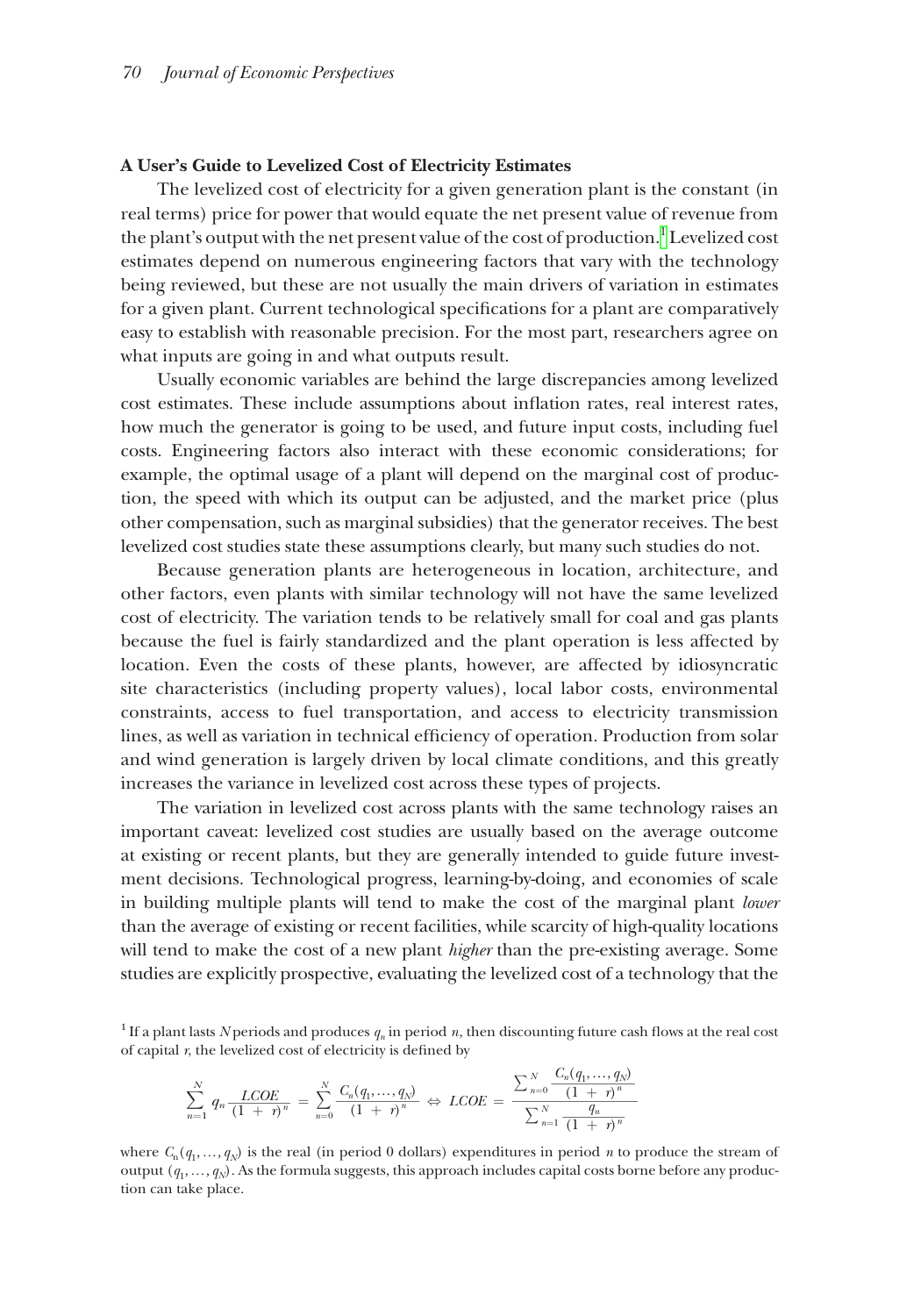### A User's Guide to Levelized Cost of Electricity Estimates

The levelized cost of electricity for a given generation plant is the constant (in real terms) price for power that would equate the net present value of revenue from the plant's output with the net present value of the cost of production.[1] Levelized cost estimates depend on numerous engineering factors that vary with the technology being reviewed, but these are not usually the main drivers of variation in estimates for a given plant. Current technological specifications for a plant are comparatively easy to establish with reasonable precision. For the most part, researchers agree on what inputs are going in and what outputs result.

Usually economic variables are behind the large discrepancies among levelized cost estimates. These include assumptions about inflation rates, real interest rates, how much the generator is going to be used, and future input costs, including fuel costs. Engineering factors also interact with these economic considerations; for example, the optimal usage of a plant will depend on the marginal cost of production, the speed with which its output can be adjusted, and the market price (plus other compensation, such as marginal subsidies) that the generator receives. The best levelized cost studies state these assumptions clearly, but many such studies do not.

Because generation plants are heterogeneous in location, architecture, and other factors, even plants with similar technology will not have the same levelized cost of electricity. The variation tends to be relatively small for coal and gas plants because the fuel is fairly standardized and the plant operation is less affected by location. Even the costs of these plants, however, are affected by idiosyncratic site characteristics (including property values), local labor costs, environmental constraints, access to fuel transportation, and access to electricity transmission lines, as well as variation in technical efficiency of operation. Production from solar and wind generation is largely driven by local climate conditions, and this greatly increases the variance in levelized cost across these types of projects.

The variation in levelized cost across plants with the same technology raises an important caveat: levelized cost studies are usually based on the average outcome at existing or recent plants, but they are generally intended to guide future investment decisions. Technological progress, learning-by-doing, and economies of scale in building multiple plants will tend to make the cost of the marginal plant *lower* than the average of existing or recent facilities, while scarcity of high-quality locations will tend to make the cost of a new plant *higher* than the pre-existing average. Some studies are explicitly prospective, evaluating the levelized cost of a technology that the

[1] If a plant lasts $N$ periods and produces $q_n$ in period $n$, then discounting future cash flows at the real cost of capital $r$, the levelized cost of electricity is defined by

$$\sum_{n=1}^{N} q_n \frac{LCOE}{(1+r)^n} = \sum_{n=0}^{N} \frac{C_n(q_1,\ldots,q_N)}{(1+r)^n} \Leftrightarrow LCOE = \frac{\sum_{n=0}^{N} \frac{C_n(q_1,\ldots,q_N)}{(1+r)^n}}{\sum_{n=1}^{N} \frac{q_n}{(1+r)^n}}$$

where $C_n(q_1,\ldots,q_N)$ is the real (in period 0 dollars) expenditures in period $n$ to produce the stream of output $(q_1,\ldots,q_N)$. As the formula suggests, this approach includes capital costs borne before any production can take place.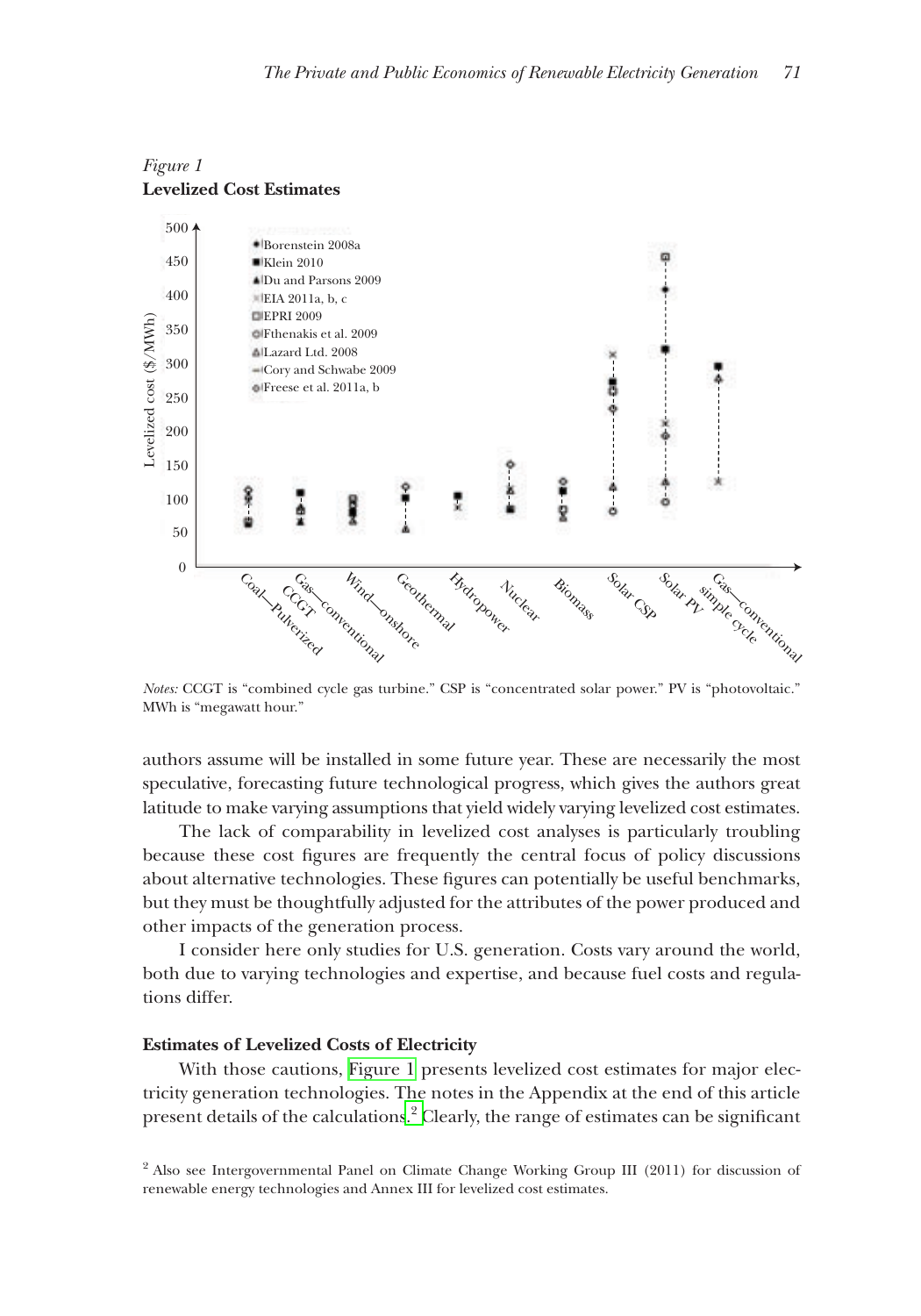*Figure 1*
**Levelized Cost Estimates**

*Notes:* CCGT is "combined cycle gas turbine." CSP is "concentrated solar power." PV is "photovoltaic." MWh is "megawatt hour."

authors assume will be installed in some future year. These are necessarily the most speculative, forecasting future technological progress, which gives the authors great latitude to make varying assumptions that yield widely varying levelized cost estimates.

The lack of comparability in levelized cost analyses is particularly troubling because these cost figures are frequently the central focus of policy discussions about alternative technologies. These figures can potentially be useful benchmarks, but they must be thoughtfully adjusted for the attributes of the power produced and other impacts of the generation process.

I consider here only studies for U.S. generation. Costs vary around the world, both due to varying technologies and expertise, and because fuel costs and regulations differ.

**Estimates of Levelized Costs of Electricity**

With those cautions, Figure 1 presents levelized cost estimates for major electricity generation technologies. The notes in the Appendix at the end of this article present details of the calculations.[2] Clearly, the range of estimates can be significant

[2] Also see Intergovernmental Panel on Climate Change Working Group III (2011) for discussion of renewable energy technologies and Annex III for levelized cost estimates.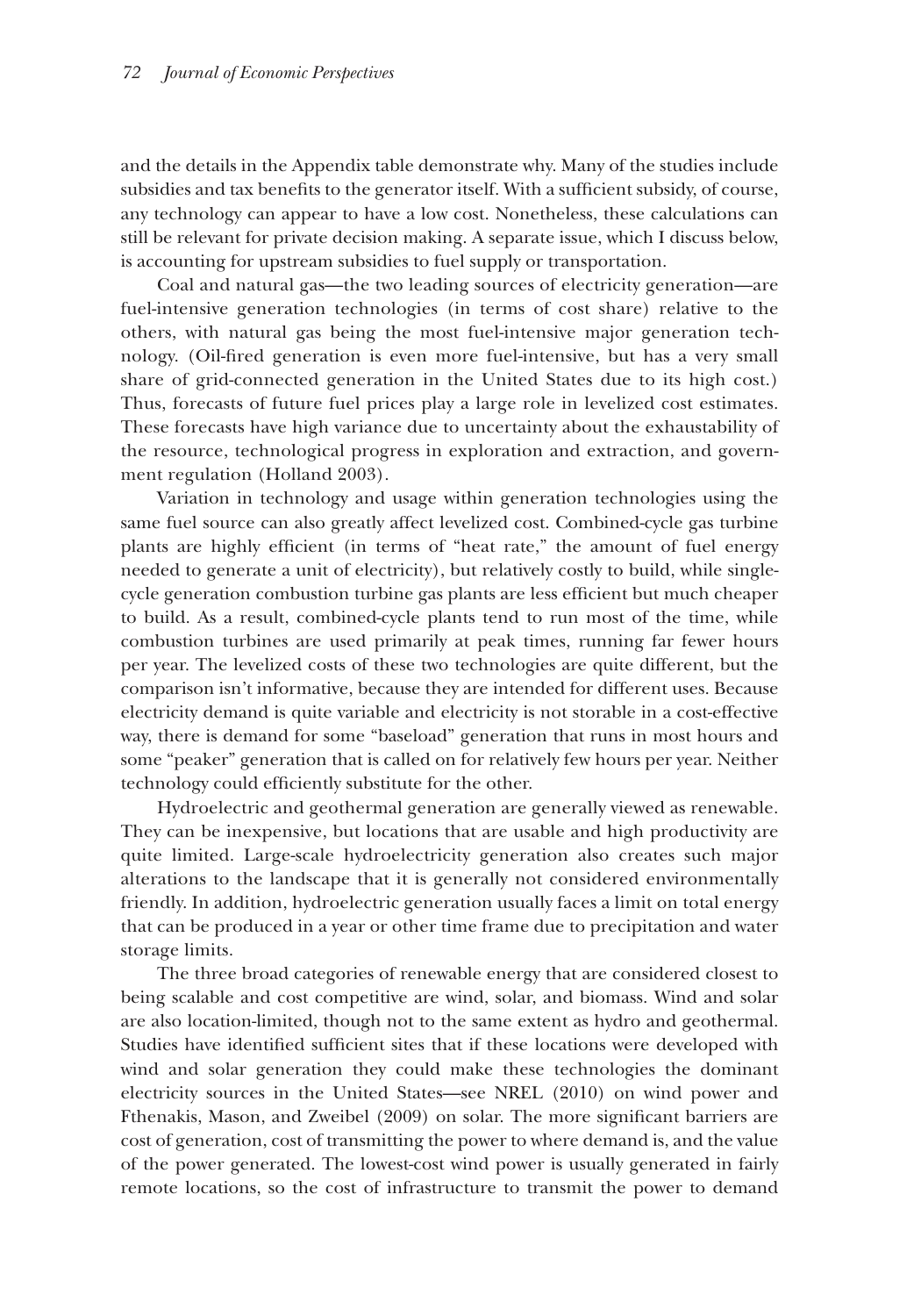and the details in the Appendix table demonstrate why. Many of the studies include subsidies and tax benefits to the generator itself. With a sufficient subsidy, of course, any technology can appear to have a low cost. Nonetheless, these calculations can still be relevant for private decision making. A separate issue, which I discuss below, is accounting for upstream subsidies to fuel supply or transportation.

Coal and natural gas—the two leading sources of electricity generation—are fuel-intensive generation technologies (in terms of cost share) relative to the others, with natural gas being the most fuel-intensive major generation technology. (Oil-fired generation is even more fuel-intensive, but has a very small share of grid-connected generation in the United States due to its high cost.) Thus, forecasts of future fuel prices play a large role in levelized cost estimates. These forecasts have high variance due to uncertainty about the exhaustability of the resource, technological progress in exploration and extraction, and government regulation (Holland 2003).

Variation in technology and usage within generation technologies using the same fuel source can also greatly affect levelized cost. Combined-cycle gas turbine plants are highly efficient (in terms of "heat rate," the amount of fuel energy needed to generate a unit of electricity), but relatively costly to build, while single-cycle generation combustion turbine gas plants are less efficient but much cheaper to build. As a result, combined-cycle plants tend to run most of the time, while combustion turbines are used primarily at peak times, running far fewer hours per year. The levelized costs of these two technologies are quite different, but the comparison isn't informative, because they are intended for different uses. Because electricity demand is quite variable and electricity is not storable in a cost-effective way, there is demand for some "baseload" generation that runs in most hours and some "peaker" generation that is called on for relatively few hours per year. Neither technology could efficiently substitute for the other.

Hydroelectric and geothermal generation are generally viewed as renewable. They can be inexpensive, but locations that are usable and high productivity are quite limited. Large-scale hydroelectricity generation also creates such major alterations to the landscape that it is generally not considered environmentally friendly. In addition, hydroelectric generation usually faces a limit on total energy that can be produced in a year or other time frame due to precipitation and water storage limits.

The three broad categories of renewable energy that are considered closest to being scalable and cost competitive are wind, solar, and biomass. Wind and solar are also location-limited, though not to the same extent as hydro and geothermal. Studies have identified sufficient sites that if these locations were developed with wind and solar generation they could make these technologies the dominant electricity sources in the United States—see NREL (2010) on wind power and Fthenakis, Mason, and Zweibel (2009) on solar. The more significant barriers are cost of generation, cost of transmitting the power to where demand is, and the value of the power generated. The lowest-cost wind power is usually generated in fairly remote locations, so the cost of infrastructure to transmit the power to demand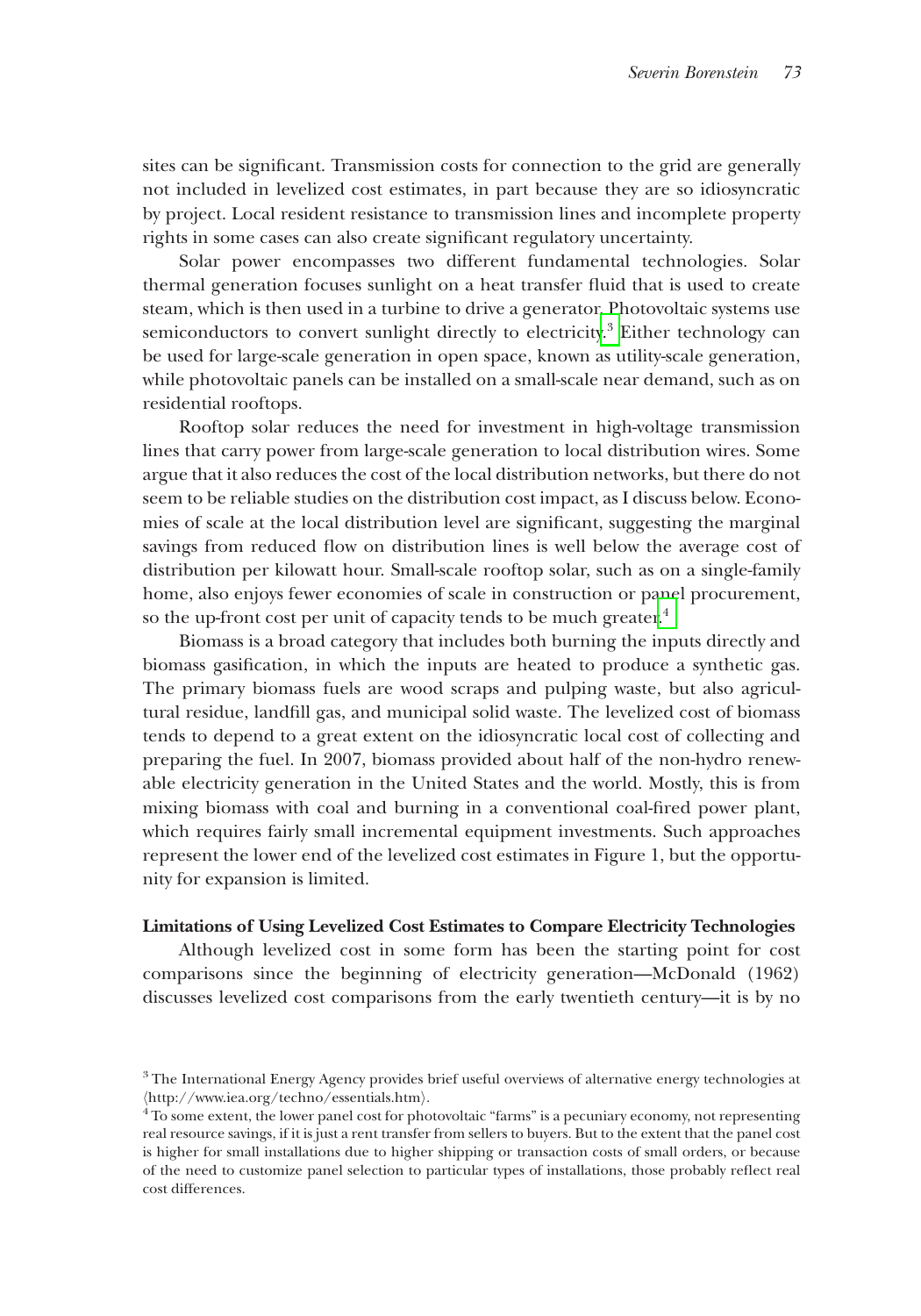sites can be significant. Transmission costs for connection to the grid are generally not included in levelized cost estimates, in part because they are so idiosyncratic by project. Local resident resistance to transmission lines and incomplete property rights in some cases can also create significant regulatory uncertainty.

Solar power encompasses two different fundamental technologies. Solar thermal generation focuses sunlight on a heat transfer fluid that is used to create steam, which is then used in a turbine to drive a generator. Photovoltaic systems use semiconductors to convert sunlight directly to electricity.[3] Either technology can be used for large-scale generation in open space, known as utility-scale generation, while photovoltaic panels can be installed on a small-scale near demand, such as on residential rooftops.

Rooftop solar reduces the need for investment in high-voltage transmission lines that carry power from large-scale generation to local distribution wires. Some argue that it also reduces the cost of the local distribution networks, but there do not seem to be reliable studies on the distribution cost impact, as I discuss below. Economies of scale at the local distribution level are significant, suggesting the marginal savings from reduced flow on distribution lines is well below the average cost of distribution per kilowatt hour. Small-scale rooftop solar, such as on a single-family home, also enjoys fewer economies of scale in construction or panel procurement, so the up-front cost per unit of capacity tends to be much greater.[4]

Biomass is a broad category that includes both burning the inputs directly and biomass gasification, in which the inputs are heated to produce a synthetic gas. The primary biomass fuels are wood scraps and pulping waste, but also agricultural residue, landfill gas, and municipal solid waste. The levelized cost of biomass tends to depend to a great extent on the idiosyncratic local cost of collecting and preparing the fuel. In 2007, biomass provided about half of the non-hydro renewable electricity generation in the United States and the world. Mostly, this is from mixing biomass with coal and burning in a conventional coal-fired power plant, which requires fairly small incremental equipment investments. Such approaches represent the lower end of the levelized cost estimates in Figure 1, but the opportunity for expansion is limited.

**Limitations of Using Levelized Cost Estimates to Compare Electricity Technologies**

Although levelized cost in some form has been the starting point for cost comparisons since the beginning of electricity generation—McDonald (1962) discusses levelized cost comparisons from the early twentieth century—it is by no

[3] The International Energy Agency provides brief useful overviews of alternative energy technologies at ⟨http://www.iea.org/techno/essentials.htm⟩.

[4] To some extent, the lower panel cost for photovoltaic "farms" is a pecuniary economy, not representing real resource savings, if it is just a rent transfer from sellers to buyers. But to the extent that the panel cost is higher for small installations due to higher shipping or transaction costs of small orders, or because of the need to customize panel selection to particular types of installations, those probably reflect real cost differences.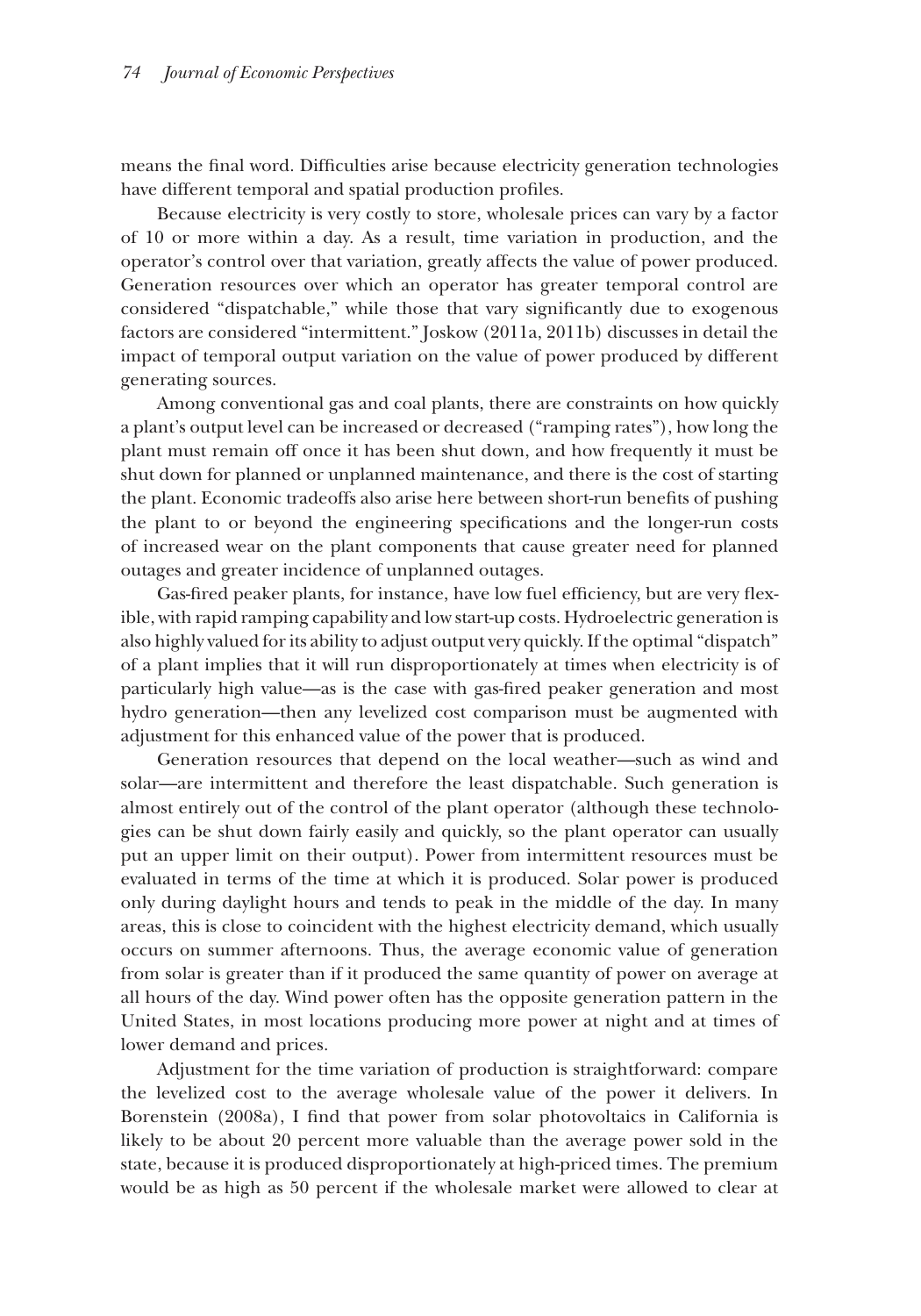means the final word. Difficulties arise because electricity generation technologies have different temporal and spatial production profiles.

Because electricity is very costly to store, wholesale prices can vary by a factor of 10 or more within a day. As a result, time variation in production, and the operator's control over that variation, greatly affects the value of power produced. Generation resources over which an operator has greater temporal control are considered "dispatchable," while those that vary significantly due to exogenous factors are considered "intermittent." Joskow (2011a, 2011b) discusses in detail the impact of temporal output variation on the value of power produced by different generating sources.

Among conventional gas and coal plants, there are constraints on how quickly a plant's output level can be increased or decreased ("ramping rates"), how long the plant must remain off once it has been shut down, and how frequently it must be shut down for planned or unplanned maintenance, and there is the cost of starting the plant. Economic tradeoffs also arise here between short-run benefits of pushing the plant to or beyond the engineering specifications and the longer-run costs of increased wear on the plant components that cause greater need for planned outages and greater incidence of unplanned outages.

Gas-fired peaker plants, for instance, have low fuel efficiency, but are very flexible, with rapid ramping capability and low start-up costs. Hydroelectric generation is also highly valued for its ability to adjust output very quickly. If the optimal "dispatch" of a plant implies that it will run disproportionately at times when electricity is of particularly high value—as is the case with gas-fired peaker generation and most hydro generation—then any levelized cost comparison must be augmented with adjustment for this enhanced value of the power that is produced.

Generation resources that depend on the local weather—such as wind and solar—are intermittent and therefore the least dispatchable. Such generation is almost entirely out of the control of the plant operator (although these technologies can be shut down fairly easily and quickly, so the plant operator can usually put an upper limit on their output). Power from intermittent resources must be evaluated in terms of the time at which it is produced. Solar power is produced only during daylight hours and tends to peak in the middle of the day. In many areas, this is close to coincident with the highest electricity demand, which usually occurs on summer afternoons. Thus, the average economic value of generation from solar is greater than if it produced the same quantity of power on average at all hours of the day. Wind power often has the opposite generation pattern in the United States, in most locations producing more power at night and at times of lower demand and prices.

Adjustment for the time variation of production is straightforward: compare the levelized cost to the average wholesale value of the power it delivers. In Borenstein (2008a), I find that power from solar photovoltaics in California is likely to be about 20 percent more valuable than the average power sold in the state, because it is produced disproportionately at high-priced times. The premium would be as high as 50 percent if the wholesale market were allowed to clear at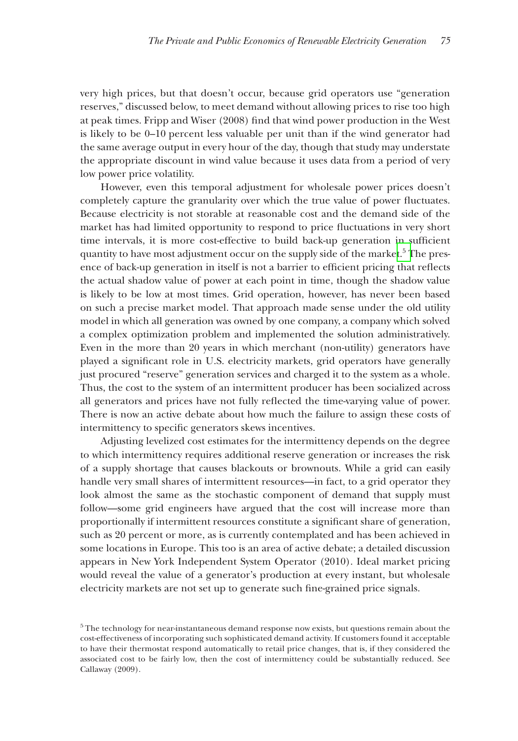very high prices, but that doesn't occur, because grid operators use "generation reserves," discussed below, to meet demand without allowing prices to rise too high at peak times. Fripp and Wiser (2008) find that wind power production in the West is likely to be 0–10 percent less valuable per unit than if the wind generator had the same average output in every hour of the day, though that study may understate the appropriate discount in wind value because it uses data from a period of very low power price volatility.

However, even this temporal adjustment for wholesale power prices doesn't completely capture the granularity over which the true value of power fluctuates. Because electricity is not storable at reasonable cost and the demand side of the market has had limited opportunity to respond to price fluctuations in very short time intervals, it is more cost-effective to build back-up generation in sufficient quantity to have most adjustment occur on the supply side of the market.[5] The presence of back-up generation in itself is not a barrier to efficient pricing that reflects the actual shadow value of power at each point in time, though the shadow value is likely to be low at most times. Grid operation, however, has never been based on such a precise market model. That approach made sense under the old utility model in which all generation was owned by one company, a company which solved a complex optimization problem and implemented the solution administratively. Even in the more than 20 years in which merchant (non-utility) generators have played a significant role in U.S. electricity markets, grid operators have generally just procured "reserve" generation services and charged it to the system as a whole. Thus, the cost to the system of an intermittent producer has been socialized across all generators and prices have not fully reflected the time-varying value of power. There is now an active debate about how much the failure to assign these costs of intermittency to specific generators skews incentives.

Adjusting levelized cost estimates for the intermittency depends on the degree to which intermittency requires additional reserve generation or increases the risk of a supply shortage that causes blackouts or brownouts. While a grid can easily handle very small shares of intermittent resources—in fact, to a grid operator they look almost the same as the stochastic component of demand that supply must follow—some grid engineers have argued that the cost will increase more than proportionally if intermittent resources constitute a significant share of generation, such as 20 percent or more, as is currently contemplated and has been achieved in some locations in Europe. This too is an area of active debate; a detailed discussion appears in New York Independent System Operator (2010). Ideal market pricing would reveal the value of a generator's production at every instant, but wholesale electricity markets are not set up to generate such fine-grained price signals.

[5] The technology for near-instantaneous demand response now exists, but questions remain about the cost-effectiveness of incorporating such sophisticated demand activity. If customers found it acceptable to have their thermostat respond automatically to retail price changes, that is, if they considered the associated cost to be fairly low, then the cost of intermittency could be substantially reduced. See Callaway (2009).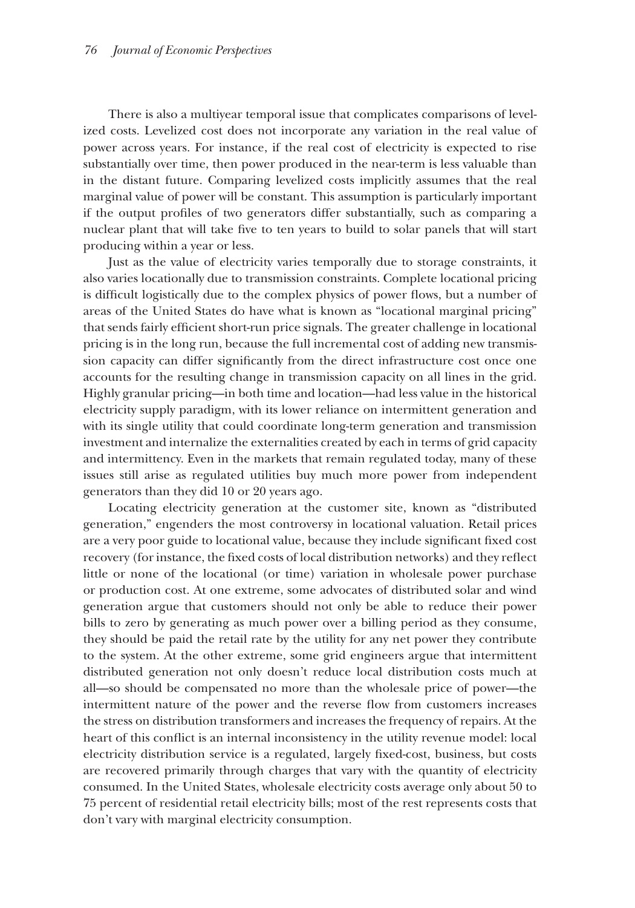There is also a multiyear temporal issue that complicates comparisons of levelized costs. Levelized cost does not incorporate any variation in the real value of power across years. For instance, if the real cost of electricity is expected to rise substantially over time, then power produced in the near-term is less valuable than in the distant future. Comparing levelized costs implicitly assumes that the real marginal value of power will be constant. This assumption is particularly important if the output profiles of two generators differ substantially, such as comparing a nuclear plant that will take five to ten years to build to solar panels that will start producing within a year or less.

Just as the value of electricity varies temporally due to storage constraints, it also varies locationally due to transmission constraints. Complete locational pricing is difficult logistically due to the complex physics of power flows, but a number of areas of the United States do have what is known as "locational marginal pricing" that sends fairly efficient short-run price signals. The greater challenge in locational pricing is in the long run, because the full incremental cost of adding new transmission capacity can differ significantly from the direct infrastructure cost once one accounts for the resulting change in transmission capacity on all lines in the grid. Highly granular pricing—in both time and location—had less value in the historical electricity supply paradigm, with its lower reliance on intermittent generation and with its single utility that could coordinate long-term generation and transmission investment and internalize the externalities created by each in terms of grid capacity and intermittency. Even in the markets that remain regulated today, many of these issues still arise as regulated utilities buy much more power from independent generators than they did 10 or 20 years ago.

Locating electricity generation at the customer site, known as "distributed generation," engenders the most controversy in locational valuation. Retail prices are a very poor guide to locational value, because they include significant fixed cost recovery (for instance, the fixed costs of local distribution networks) and they reflect little or none of the locational (or time) variation in wholesale power purchase or production cost. At one extreme, some advocates of distributed solar and wind generation argue that customers should not only be able to reduce their power bills to zero by generating as much power over a billing period as they consume, they should be paid the retail rate by the utility for any net power they contribute to the system. At the other extreme, some grid engineers argue that intermittent distributed generation not only doesn't reduce local distribution costs much at all—so should be compensated no more than the wholesale price of power—the intermittent nature of the power and the reverse flow from customers increases the stress on distribution transformers and increases the frequency of repairs. At the heart of this conflict is an internal inconsistency in the utility revenue model: local electricity distribution service is a regulated, largely fixed-cost, business, but costs are recovered primarily through charges that vary with the quantity of electricity consumed. In the United States, wholesale electricity costs average only about 50 to 75 percent of residential retail electricity bills; most of the rest represents costs that don't vary with marginal electricity consumption.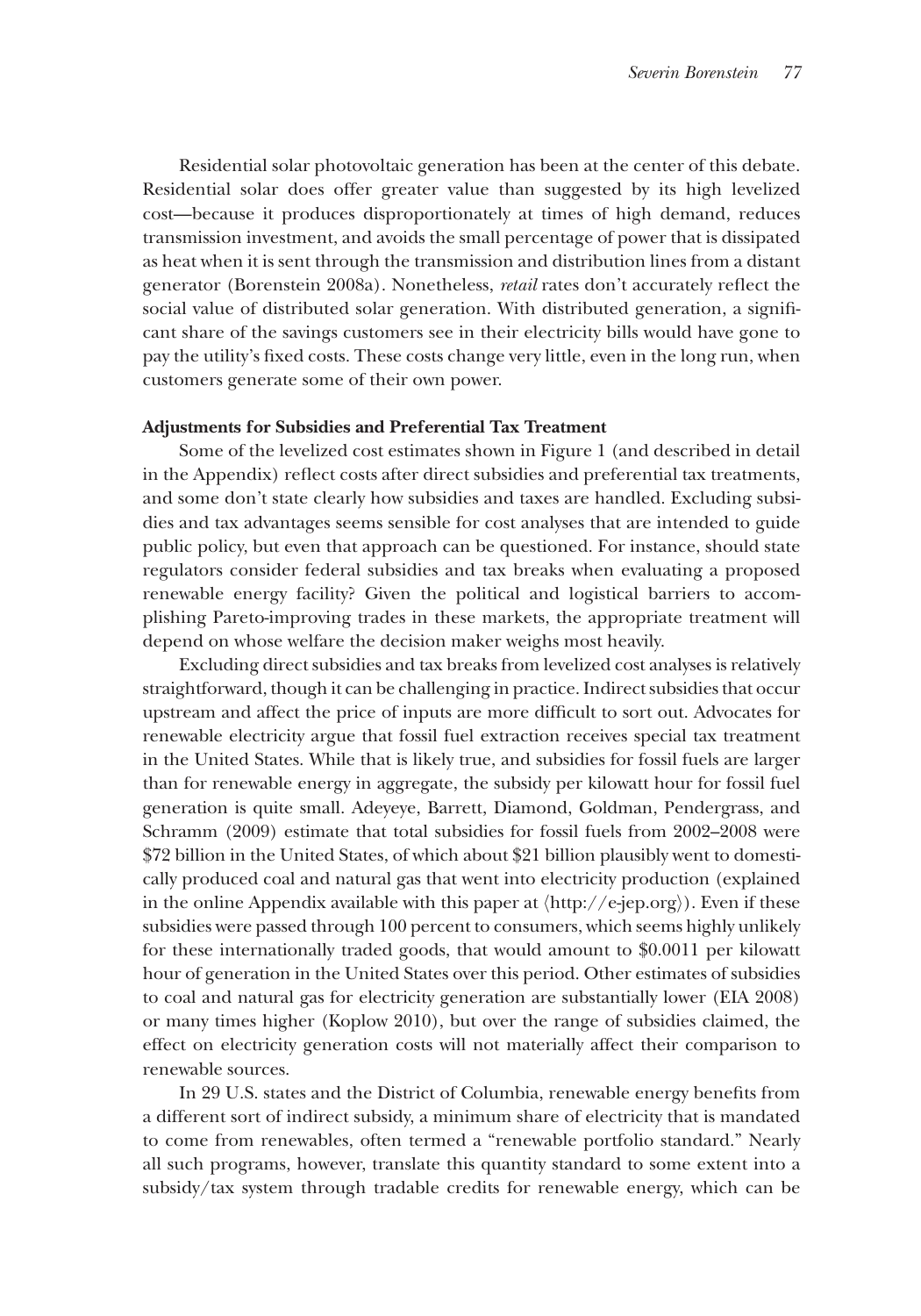Residential solar photovoltaic generation has been at the center of this debate. Residential solar does offer greater value than suggested by its high levelized cost—because it produces disproportionately at times of high demand, reduces transmission investment, and avoids the small percentage of power that is dissipated as heat when it is sent through the transmission and distribution lines from a distant generator (Borenstein 2008a). Nonetheless, *retail* rates don't accurately reflect the social value of distributed solar generation. With distributed generation, a significant share of the savings customers see in their electricity bills would have gone to pay the utility's fixed costs. These costs change very little, even in the long run, when customers generate some of their own power.

### Adjustments for Subsidies and Preferential Tax Treatment

Some of the levelized cost estimates shown in Figure 1 (and described in detail in the Appendix) reflect costs after direct subsidies and preferential tax treatments, and some don't state clearly how subsidies and taxes are handled. Excluding subsidies and tax advantages seems sensible for cost analyses that are intended to guide public policy, but even that approach can be questioned. For instance, should state regulators consider federal subsidies and tax breaks when evaluating a proposed renewable energy facility? Given the political and logistical barriers to accomplishing Pareto-improving trades in these markets, the appropriate treatment will depend on whose welfare the decision maker weighs most heavily.

Excluding direct subsidies and tax breaks from levelized cost analyses is relatively straightforward, though it can be challenging in practice. Indirect subsidies that occur upstream and affect the price of inputs are more difficult to sort out. Advocates for renewable electricity argue that fossil fuel extraction receives special tax treatment in the United States. While that is likely true, and subsidies for fossil fuels are larger than for renewable energy in aggregate, the subsidy per kilowatt hour for fossil fuel generation is quite small. Adeyeye, Barrett, Diamond, Goldman, Pendergrass, and Schramm (2009) estimate that total subsidies for fossil fuels from 2002–2008 were $72 billion in the United States, of which about $21 billion plausibly went to domestically produced coal and natural gas that went into electricity production (explained in the online Appendix available with this paper at ⟨http://e-jep.org⟩). Even if these subsidies were passed through 100 percent to consumers, which seems highly unlikely for these internationally traded goods, that would amount to $0.0011 per kilowatt hour of generation in the United States over this period. Other estimates of subsidies to coal and natural gas for electricity generation are substantially lower (EIA 2008) or many times higher (Koplow 2010), but over the range of subsidies claimed, the effect on electricity generation costs will not materially affect their comparison to renewable sources.

In 29 U.S. states and the District of Columbia, renewable energy benefits from a different sort of indirect subsidy, a minimum share of electricity that is mandated to come from renewables, often termed a "renewable portfolio standard." Nearly all such programs, however, translate this quantity standard to some extent into a subsidy/tax system through tradable credits for renewable energy, which can be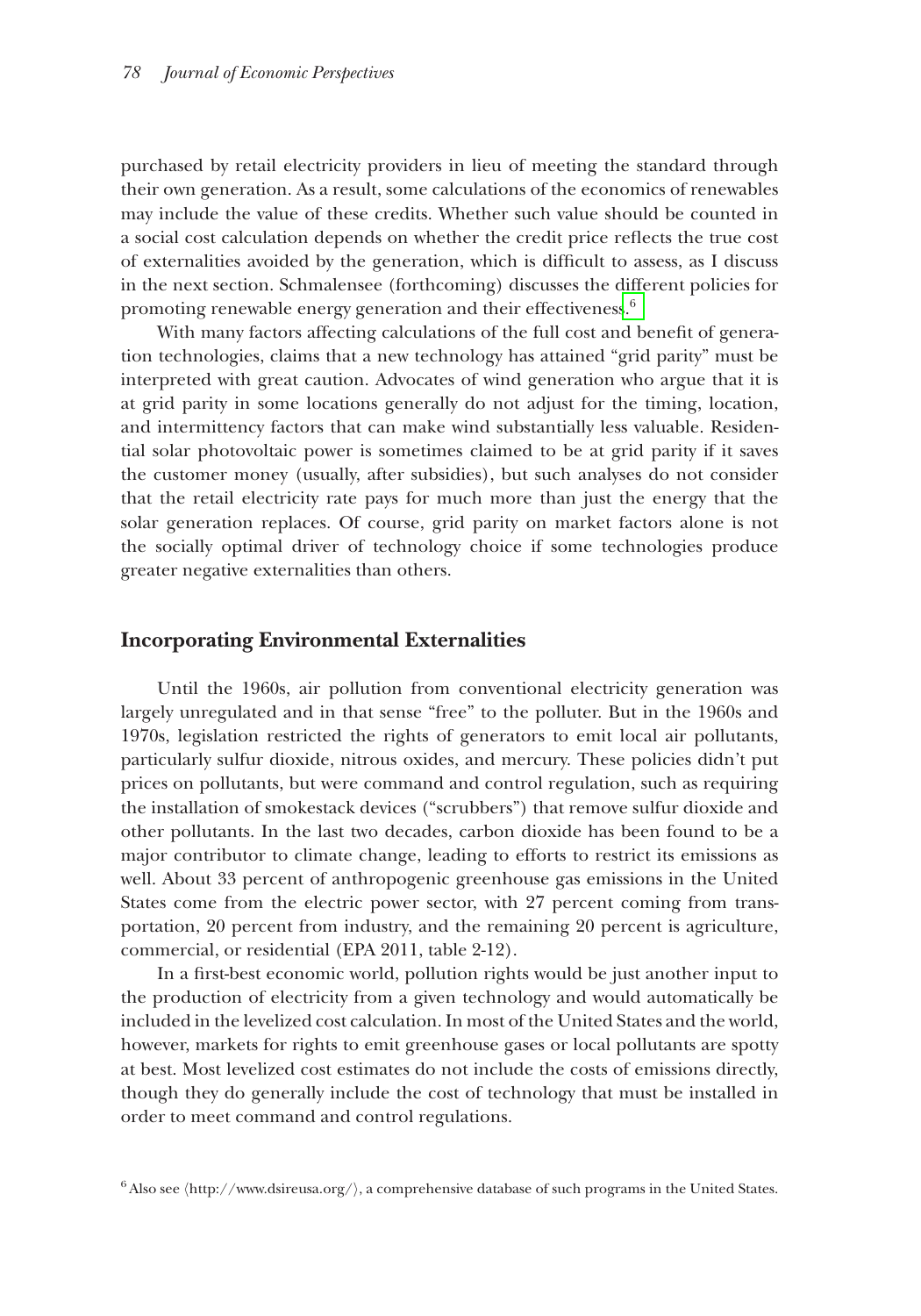purchased by retail electricity providers in lieu of meeting the standard through their own generation. As a result, some calculations of the economics of renewables may include the value of these credits. Whether such value should be counted in a social cost calculation depends on whether the credit price reflects the true cost of externalities avoided by the generation, which is difficult to assess, as I discuss in the next section. Schmalensee (forthcoming) discusses the different policies for promoting renewable energy generation and their effectiveness.[6]

With many factors affecting calculations of the full cost and benefit of generation technologies, claims that a new technology has attained "grid parity" must be interpreted with great caution. Advocates of wind generation who argue that it is at grid parity in some locations generally do not adjust for the timing, location, and intermittency factors that can make wind substantially less valuable. Residential solar photovoltaic power is sometimes claimed to be at grid parity if it saves the customer money (usually, after subsidies), but such analyses do not consider that the retail electricity rate pays for much more than just the energy that the solar generation replaces. Of course, grid parity on market factors alone is not the socially optimal driver of technology choice if some technologies produce greater negative externalities than others.

## Incorporating Environmental Externalities

Until the 1960s, air pollution from conventional electricity generation was largely unregulated and in that sense "free" to the polluter. But in the 1960s and 1970s, legislation restricted the rights of generators to emit local air pollutants, particularly sulfur dioxide, nitrous oxides, and mercury. These policies didn't put prices on pollutants, but were command and control regulation, such as requiring the installation of smokestack devices ("scrubbers") that remove sulfur dioxide and other pollutants. In the last two decades, carbon dioxide has been found to be a major contributor to climate change, leading to efforts to restrict its emissions as well. About 33 percent of anthropogenic greenhouse gas emissions in the United States come from the electric power sector, with 27 percent coming from transportation, 20 percent from industry, and the remaining 20 percent is agriculture, commercial, or residential (EPA 2011, table 2-12).

In a first-best economic world, pollution rights would be just another input to the production of electricity from a given technology and would automatically be included in the levelized cost calculation. In most of the United States and the world, however, markets for rights to emit greenhouse gases or local pollutants are spotty at best. Most levelized cost estimates do not include the costs of emissions directly, though they do generally include the cost of technology that must be installed in order to meet command and control regulations.

[6] Also see ⟨http://www.dsireusa.org/⟩, a comprehensive database of such programs in the United States.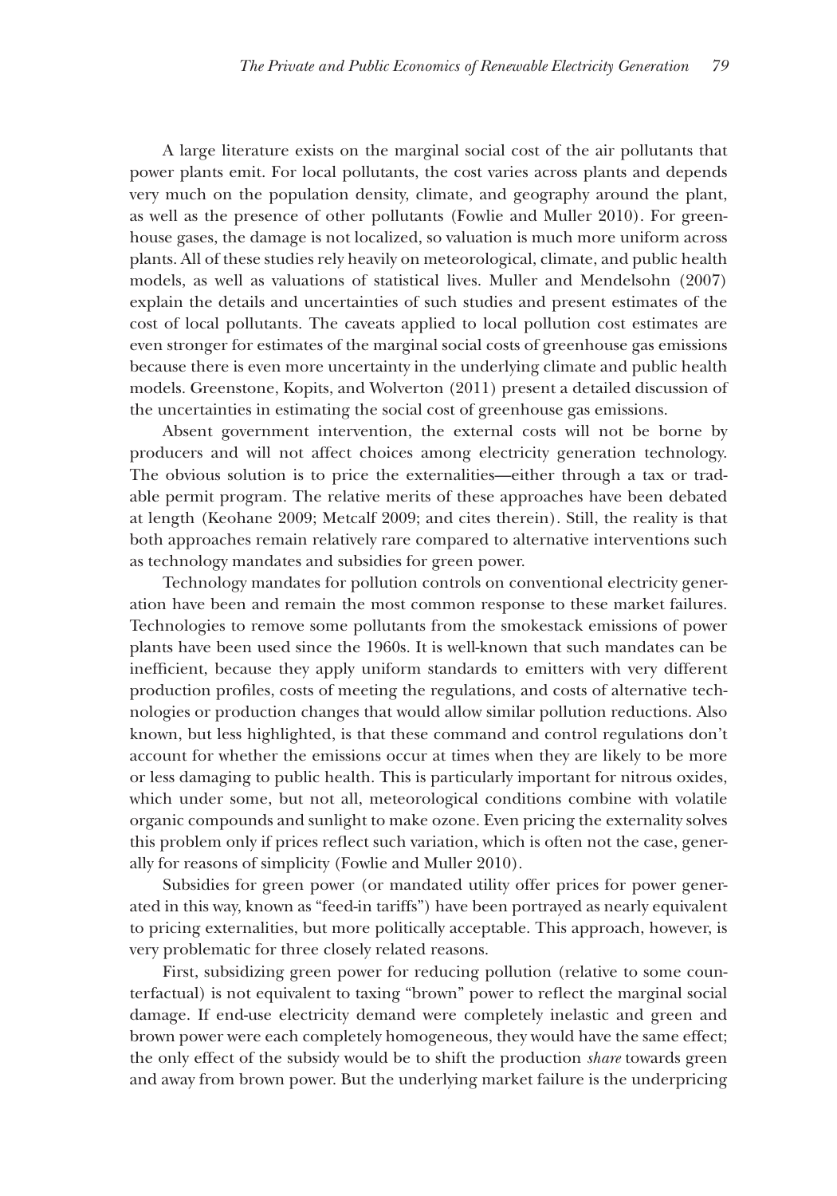A large literature exists on the marginal social cost of the air pollutants that power plants emit. For local pollutants, the cost varies across plants and depends very much on the population density, climate, and geography around the plant, as well as the presence of other pollutants (Fowlie and Muller 2010). For greenhouse gases, the damage is not localized, so valuation is much more uniform across plants. All of these studies rely heavily on meteorological, climate, and public health models, as well as valuations of statistical lives. Muller and Mendelsohn (2007) explain the details and uncertainties of such studies and present estimates of the cost of local pollutants. The caveats applied to local pollution cost estimates are even stronger for estimates of the marginal social costs of greenhouse gas emissions because there is even more uncertainty in the underlying climate and public health models. Greenstone, Kopits, and Wolverton (2011) present a detailed discussion of the uncertainties in estimating the social cost of greenhouse gas emissions.

Absent government intervention, the external costs will not be borne by producers and will not affect choices among electricity generation technology. The obvious solution is to price the externalities—either through a tax or tradable permit program. The relative merits of these approaches have been debated at length (Keohane 2009; Metcalf 2009; and cites therein). Still, the reality is that both approaches remain relatively rare compared to alternative interventions such as technology mandates and subsidies for green power.

Technology mandates for pollution controls on conventional electricity generation have been and remain the most common response to these market failures. Technologies to remove some pollutants from the smokestack emissions of power plants have been used since the 1960s. It is well-known that such mandates can be inefficient, because they apply uniform standards to emitters with very different production profiles, costs of meeting the regulations, and costs of alternative technologies or production changes that would allow similar pollution reductions. Also known, but less highlighted, is that these command and control regulations don't account for whether the emissions occur at times when they are likely to be more or less damaging to public health. This is particularly important for nitrous oxides, which under some, but not all, meteorological conditions combine with volatile organic compounds and sunlight to make ozone. Even pricing the externality solves this problem only if prices reflect such variation, which is often not the case, generally for reasons of simplicity (Fowlie and Muller 2010).

Subsidies for green power (or mandated utility offer prices for power generated in this way, known as "feed-in tariffs") have been portrayed as nearly equivalent to pricing externalities, but more politically acceptable. This approach, however, is very problematic for three closely related reasons.

First, subsidizing green power for reducing pollution (relative to some counterfactual) is not equivalent to taxing "brown" power to reflect the marginal social damage. If end-use electricity demand were completely inelastic and green and brown power were each completely homogeneous, they would have the same effect; the only effect of the subsidy would be to shift the production *share* towards green and away from brown power. But the underlying market failure is the underpricing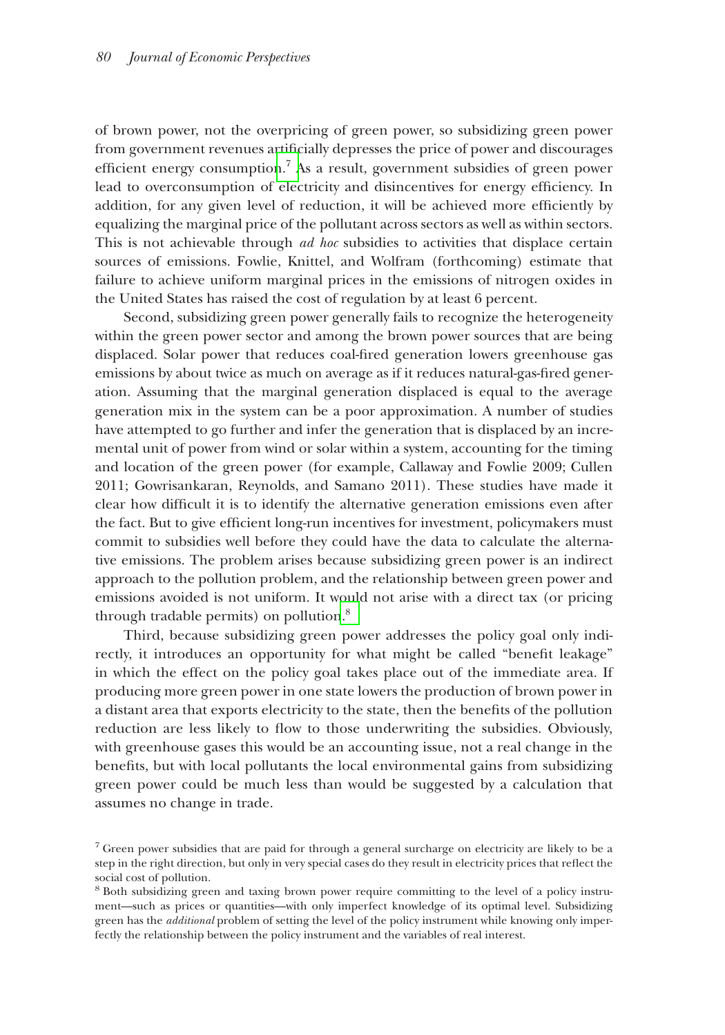of brown power, not the overpricing of green power, so subsidizing green power from government revenues artificially depresses the price of power and discourages efficient energy consumption.[7] As a result, government subsidies of green power lead to overconsumption of electricity and disincentives for energy efficiency. In addition, for any given level of reduction, it will be achieved more efficiently by equalizing the marginal price of the pollutant across sectors as well as within sectors. This is not achievable through *ad hoc* subsidies to activities that displace certain sources of emissions. Fowlie, Knittel, and Wolfram (forthcoming) estimate that failure to achieve uniform marginal prices in the emissions of nitrogen oxides in the United States has raised the cost of regulation by at least 6 percent.

Second, subsidizing green power generally fails to recognize the heterogeneity within the green power sector and among the brown power sources that are being displaced. Solar power that reduces coal-fired generation lowers greenhouse gas emissions by about twice as much on average as if it reduces natural-gas-fired generation. Assuming that the marginal generation displaced is equal to the average generation mix in the system can be a poor approximation. A number of studies have attempted to go further and infer the generation that is displaced by an incremental unit of power from wind or solar within a system, accounting for the timing and location of the green power (for example, Callaway and Fowlie 2009; Cullen 2011; Gowrisankaran, Reynolds, and Samano 2011). These studies have made it clear how difficult it is to identify the alternative generation emissions even after the fact. But to give efficient long-run incentives for investment, policymakers must commit to subsidies well before they could have the data to calculate the alternative emissions. The problem arises because subsidizing green power is an indirect approach to the pollution problem, and the relationship between green power and emissions avoided is not uniform. It would not arise with a direct tax (or pricing through tradable permits) on pollution.[8]

Third, because subsidizing green power addresses the policy goal only indirectly, it introduces an opportunity for what might be called "benefit leakage" in which the effect on the policy goal takes place out of the immediate area. If producing more green power in one state lowers the production of brown power in a distant area that exports electricity to the state, then the benefits of the pollution reduction are less likely to flow to those underwriting the subsidies. Obviously, with greenhouse gases this would be an accounting issue, not a real change in the benefits, but with local pollutants the local environmental gains from subsidizing green power could be much less than would be suggested by a calculation that assumes no change in trade.

[7] Green power subsidies that are paid for through a general surcharge on electricity are likely to be a step in the right direction, but only in very special cases do they result in electricity prices that reflect the social cost of pollution.

[8] Both subsidizing green and taxing brown power require committing to the level of a policy instrument—such as prices or quantities—with only imperfect knowledge of its optimal level. Subsidizing green has the *additional* problem of setting the level of the policy instrument while knowing only imperfectly the relationship between the policy instrument and the variables of real interest.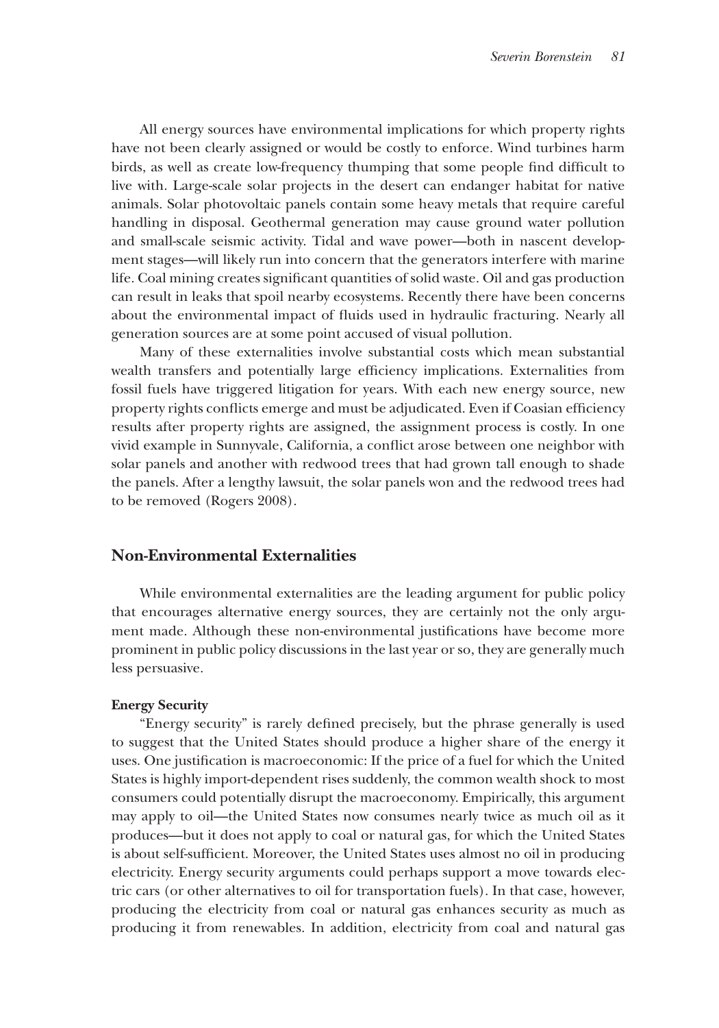All energy sources have environmental implications for which property rights have not been clearly assigned or would be costly to enforce. Wind turbines harm birds, as well as create low-frequency thumping that some people find difficult to live with. Large-scale solar projects in the desert can endanger habitat for native animals. Solar photovoltaic panels contain some heavy metals that require careful handling in disposal. Geothermal generation may cause ground water pollution and small-scale seismic activity. Tidal and wave power—both in nascent development stages—will likely run into concern that the generators interfere with marine life. Coal mining creates significant quantities of solid waste. Oil and gas production can result in leaks that spoil nearby ecosystems. Recently there have been concerns about the environmental impact of fluids used in hydraulic fracturing. Nearly all generation sources are at some point accused of visual pollution.

Many of these externalities involve substantial costs which mean substantial wealth transfers and potentially large efficiency implications. Externalities from fossil fuels have triggered litigation for years. With each new energy source, new property rights conflicts emerge and must be adjudicated. Even if Coasian efficiency results after property rights are assigned, the assignment process is costly. In one vivid example in Sunnyvale, California, a conflict arose between one neighbor with solar panels and another with redwood trees that had grown tall enough to shade the panels. After a lengthy lawsuit, the solar panels won and the redwood trees had to be removed (Rogers 2008).

## Non-Environmental Externalities

While environmental externalities are the leading argument for public policy that encourages alternative energy sources, they are certainly not the only argument made. Although these non-environmental justifications have become more prominent in public policy discussions in the last year or so, they are generally much less persuasive.

### Energy Security

"Energy security" is rarely defined precisely, but the phrase generally is used to suggest that the United States should produce a higher share of the energy it uses. One justification is macroeconomic: If the price of a fuel for which the United States is highly import-dependent rises suddenly, the common wealth shock to most consumers could potentially disrupt the macroeconomy. Empirically, this argument may apply to oil—the United States now consumes nearly twice as much oil as it produces—but it does not apply to coal or natural gas, for which the United States is about self-sufficient. Moreover, the United States uses almost no oil in producing electricity. Energy security arguments could perhaps support a move towards electric cars (or other alternatives to oil for transportation fuels). In that case, however, producing the electricity from coal or natural gas enhances security as much as producing it from renewables. In addition, electricity from coal and natural gas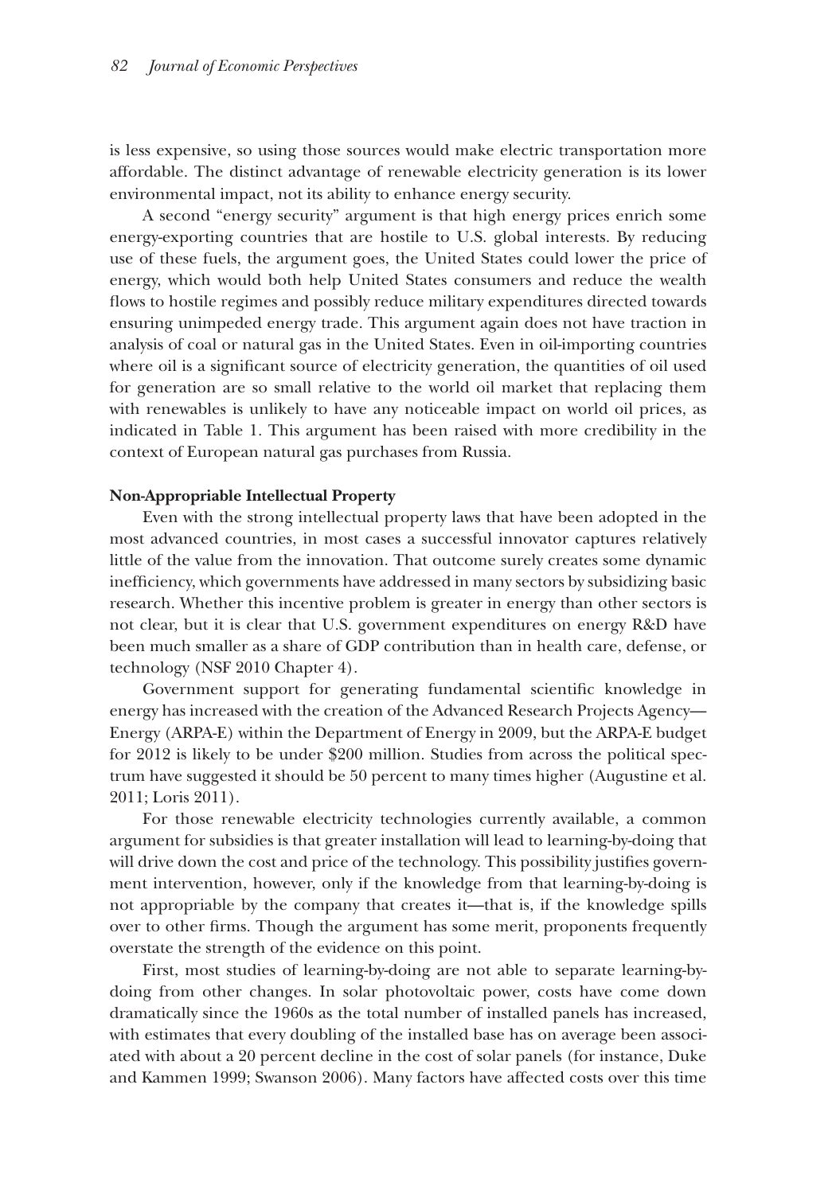is less expensive, so using those sources would make electric transportation more affordable. The distinct advantage of renewable electricity generation is its lower environmental impact, not its ability to enhance energy security.

A second "energy security" argument is that high energy prices enrich some energy-exporting countries that are hostile to U.S. global interests. By reducing use of these fuels, the argument goes, the United States could lower the price of energy, which would both help United States consumers and reduce the wealth flows to hostile regimes and possibly reduce military expenditures directed towards ensuring unimpeded energy trade. This argument again does not have traction in analysis of coal or natural gas in the United States. Even in oil-importing countries where oil is a significant source of electricity generation, the quantities of oil used for generation are so small relative to the world oil market that replacing them with renewables is unlikely to have any noticeable impact on world oil prices, as indicated in Table 1. This argument has been raised with more credibility in the context of European natural gas purchases from Russia.

**Non-Appropriable Intellectual Property**

Even with the strong intellectual property laws that have been adopted in the most advanced countries, in most cases a successful innovator captures relatively little of the value from the innovation. That outcome surely creates some dynamic inefficiency, which governments have addressed in many sectors by subsidizing basic research. Whether this incentive problem is greater in energy than other sectors is not clear, but it is clear that U.S. government expenditures on energy R&D have been much smaller as a share of GDP contribution than in health care, defense, or technology (NSF 2010 Chapter 4).

Government support for generating fundamental scientific knowledge in energy has increased with the creation of the Advanced Research Projects Agency—Energy (ARPA-E) within the Department of Energy in 2009, but the ARPA-E budget for 2012 is likely to be under \$200 million. Studies from across the political spectrum have suggested it should be 50 percent to many times higher (Augustine et al. 2011; Loris 2011).

For those renewable electricity technologies currently available, a common argument for subsidies is that greater installation will lead to learning-by-doing that will drive down the cost and price of the technology. This possibility justifies government intervention, however, only if the knowledge from that learning-by-doing is not appropriable by the company that creates it—that is, if the knowledge spills over to other firms. Though the argument has some merit, proponents frequently overstate the strength of the evidence on this point.

First, most studies of learning-by-doing are not able to separate learning-by-doing from other changes. In solar photovoltaic power, costs have come down dramatically since the 1960s as the total number of installed panels has increased, with estimates that every doubling of the installed base has on average been associated with about a 20 percent decline in the cost of solar panels (for instance, Duke and Kammen 1999; Swanson 2006). Many factors have affected costs over this time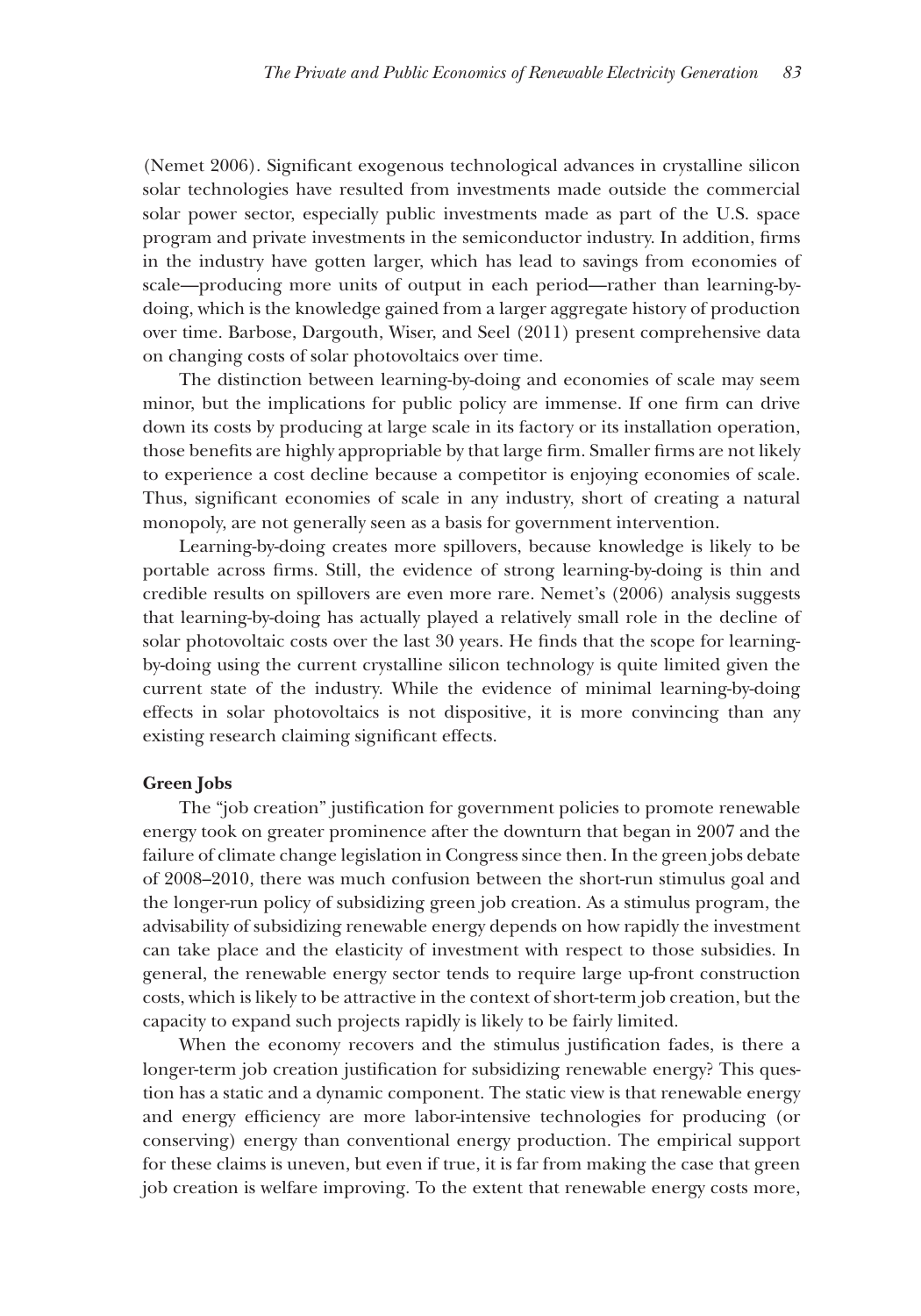(Nemet 2006). Significant exogenous technological advances in crystalline silicon solar technologies have resulted from investments made outside the commercial solar power sector, especially public investments made as part of the U.S. space program and private investments in the semiconductor industry. In addition, firms in the industry have gotten larger, which has lead to savings from economies of scale—producing more units of output in each period—rather than learning-by-doing, which is the knowledge gained from a larger aggregate history of production over time. Barbose, Dargouth, Wiser, and Seel (2011) present comprehensive data on changing costs of solar photovoltaics over time.

The distinction between learning-by-doing and economies of scale may seem minor, but the implications for public policy are immense. If one firm can drive down its costs by producing at large scale in its factory or its installation operation, those benefits are highly appropriable by that large firm. Smaller firms are not likely to experience a cost decline because a competitor is enjoying economies of scale. Thus, significant economies of scale in any industry, short of creating a natural monopoly, are not generally seen as a basis for government intervention.

Learning-by-doing creates more spillovers, because knowledge is likely to be portable across firms. Still, the evidence of strong learning-by-doing is thin and credible results on spillovers are even more rare. Nemet's (2006) analysis suggests that learning-by-doing has actually played a relatively small role in the decline of solar photovoltaic costs over the last 30 years. He finds that the scope for learning-by-doing using the current crystalline silicon technology is quite limited given the current state of the industry. While the evidence of minimal learning-by-doing effects in solar photovoltaics is not dispositive, it is more convincing than any existing research claiming significant effects.

**Green Jobs**

The "job creation" justification for government policies to promote renewable energy took on greater prominence after the downturn that began in 2007 and the failure of climate change legislation in Congress since then. In the green jobs debate of 2008–2010, there was much confusion between the short-run stimulus goal and the longer-run policy of subsidizing green job creation. As a stimulus program, the advisability of subsidizing renewable energy depends on how rapidly the investment can take place and the elasticity of investment with respect to those subsidies. In general, the renewable energy sector tends to require large up-front construction costs, which is likely to be attractive in the context of short-term job creation, but the capacity to expand such projects rapidly is likely to be fairly limited.

When the economy recovers and the stimulus justification fades, is there a longer-term job creation justification for subsidizing renewable energy? This question has a static and a dynamic component. The static view is that renewable energy and energy efficiency are more labor-intensive technologies for producing (or conserving) energy than conventional energy production. The empirical support for these claims is uneven, but even if true, it is far from making the case that green job creation is welfare improving. To the extent that renewable energy costs more,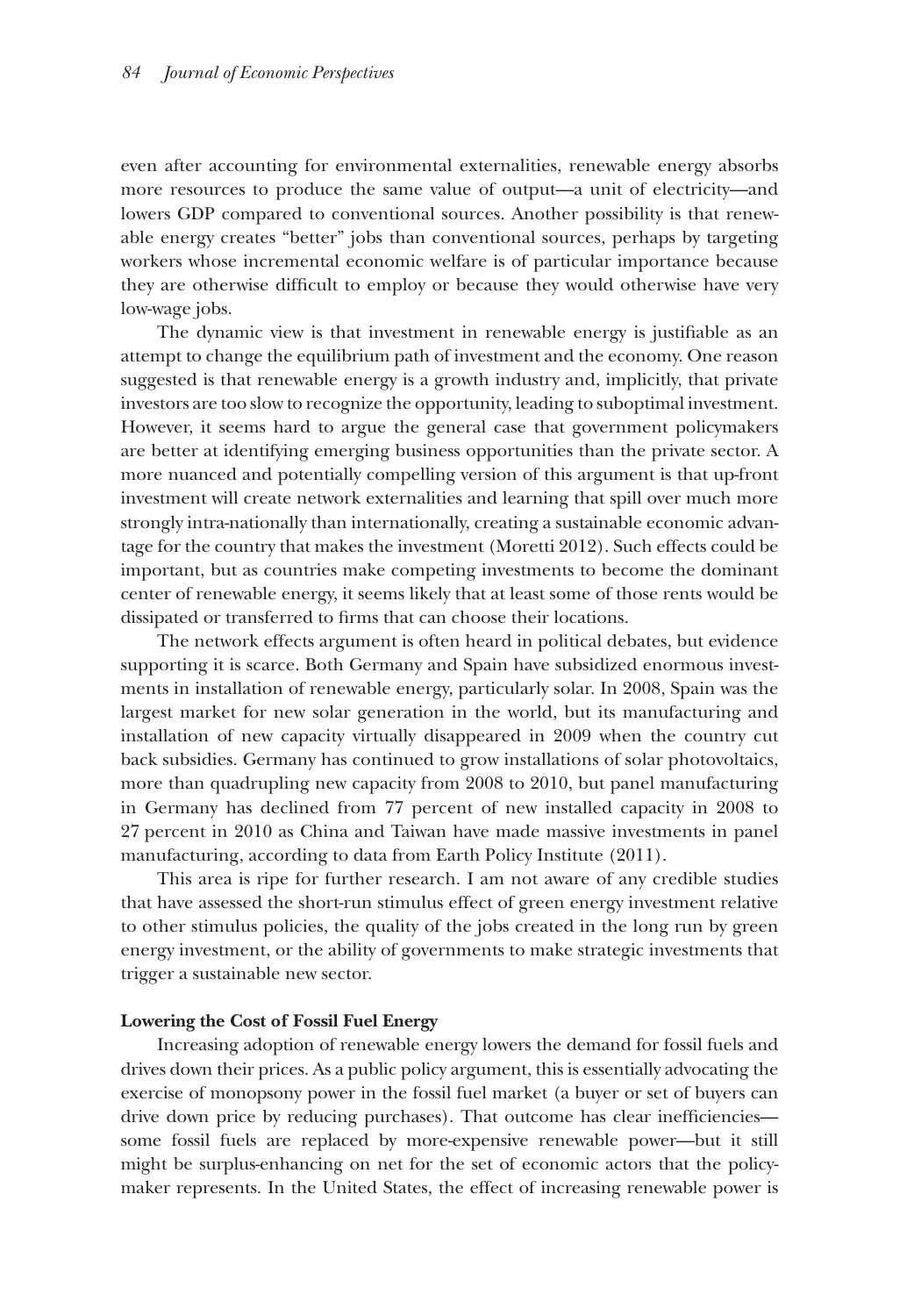even after accounting for environmental externalities, renewable energy absorbs more resources to produce the same value of output—a unit of electricity—and lowers GDP compared to conventional sources. Another possibility is that renewable energy creates "better" jobs than conventional sources, perhaps by targeting workers whose incremental economic welfare is of particular importance because they are otherwise difficult to employ or because they would otherwise have very low-wage jobs.

The dynamic view is that investment in renewable energy is justifiable as an attempt to change the equilibrium path of investment and the economy. One reason suggested is that renewable energy is a growth industry and, implicitly, that private investors are too slow to recognize the opportunity, leading to suboptimal investment. However, it seems hard to argue the general case that government policymakers are better at identifying emerging business opportunities than the private sector. A more nuanced and potentially compelling version of this argument is that up-front investment will create network externalities and learning that spill over much more strongly intra-nationally than internationally, creating a sustainable economic advantage for the country that makes the investment (Moretti 2012). Such effects could be important, but as countries make competing investments to become the dominant center of renewable energy, it seems likely that at least some of those rents would be dissipated or transferred to firms that can choose their locations.

The network effects argument is often heard in political debates, but evidence supporting it is scarce. Both Germany and Spain have subsidized enormous investments in installation of renewable energy, particularly solar. In 2008, Spain was the largest market for new solar generation in the world, but its manufacturing and installation of new capacity virtually disappeared in 2009 when the country cut back subsidies. Germany has continued to grow installations of solar photovoltaics, more than quadrupling new capacity from 2008 to 2010, but panel manufacturing in Germany has declined from 77 percent of new installed capacity in 2008 to 27 percent in 2010 as China and Taiwan have made massive investments in panel manufacturing, according to data from Earth Policy Institute (2011).

This area is ripe for further research. I am not aware of any credible studies that have assessed the short-run stimulus effect of green energy investment relative to other stimulus policies, the quality of the jobs created in the long run by green energy investment, or the ability of governments to make strategic investments that trigger a sustainable new sector.

**Lowering the Cost of Fossil Fuel Energy**

Increasing adoption of renewable energy lowers the demand for fossil fuels and drives down their prices. As a public policy argument, this is essentially advocating the exercise of monopsony power in the fossil fuel market (a buyer or set of buyers can drive down price by reducing purchases). That outcome has clear inefficiencies—some fossil fuels are replaced by more-expensive renewable power—but it still might be surplus-enhancing on net for the set of economic actors that the policymaker represents. In the United States, the effect of increasing renewable power is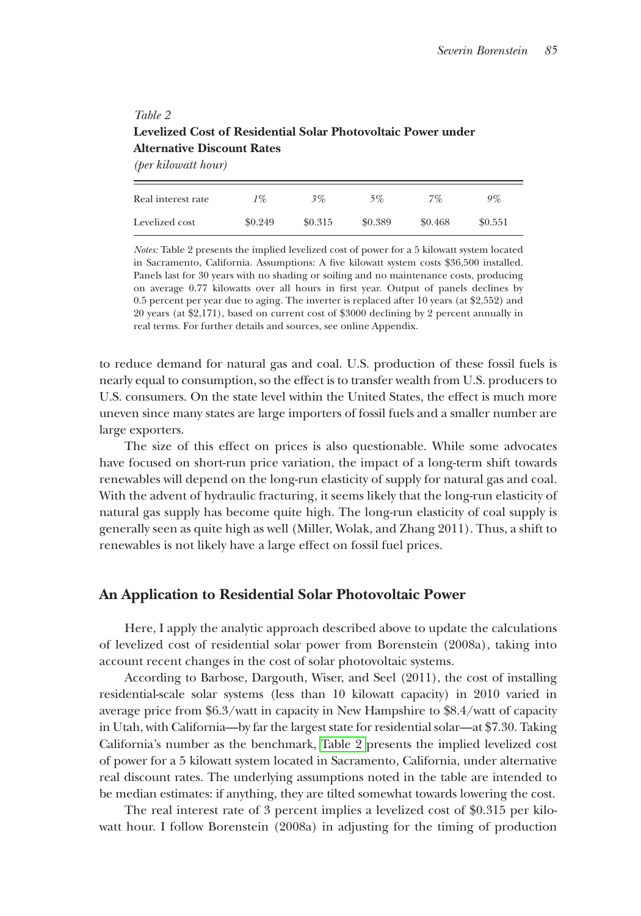*Table 2*
**Levelized Cost of Residential Solar Photovoltaic Power under Alternative Discount Rates**
*(per kilowatt hour)*

| Real interest rate | *1%* | *3%* | *5%* | *7%* | *9%* |
|---|---|---|---|---|---|
| Levelized cost | $0.249 | $0.315 | $0.389 | $0.468 | $0.551 |

*Notes:* Table 2 presents the implied levelized cost of power for a 5 kilowatt system located in Sacramento, California. Assumptions: A five kilowatt system costs $36,500 installed. Panels last for 30 years with no shading or soiling and no maintenance costs, producing on average 0.77 kilowatts over all hours in first year. Output of panels declines by 0.5 percent per year due to aging. The inverter is replaced after 10 years (at $2,552) and 20 years (at $2,171), based on current cost of $3000 declining by 2 percent annually in real terms. For further details and sources, see online Appendix.

to reduce demand for natural gas and coal. U.S. production of these fossil fuels is nearly equal to consumption, so the effect is to transfer wealth from U.S. producers to U.S. consumers. On the state level within the United States, the effect is much more uneven since many states are large importers of fossil fuels and a smaller number are large exporters.

The size of this effect on prices is also questionable. While some advocates have focused on short-run price variation, the impact of a long-term shift towards renewables will depend on the long-run elasticity of supply for natural gas and coal. With the advent of hydraulic fracturing, it seems likely that the long-run elasticity of natural gas supply has become quite high. The long-run elasticity of coal supply is generally seen as quite high as well (Miller, Wolak, and Zhang 2011). Thus, a shift to renewables is not likely have a large effect on fossil fuel prices.

## An Application to Residential Solar Photovoltaic Power

Here, I apply the analytic approach described above to update the calculations of levelized cost of residential solar power from Borenstein (2008a), taking into account recent changes in the cost of solar photovoltaic systems.

According to Barbose, Dargouth, Wiser, and Seel (2011), the cost of installing residential-scale solar systems (less than 10 kilowatt capacity) in 2010 varied in average price from $6.3/watt in capacity in New Hampshire to $8.4/watt of capacity in Utah, with California—by far the largest state for residential solar—at $7.30. Taking California's number as the benchmark, Table 2 presents the implied levelized cost of power for a 5 kilowatt system located in Sacramento, California, under alternative real discount rates. The underlying assumptions noted in the table are intended to be median estimates: if anything, they are tilted somewhat towards lowering the cost.

The real interest rate of 3 percent implies a levelized cost of $0.315 per kilowatt hour. I follow Borenstein (2008a) in adjusting for the timing of production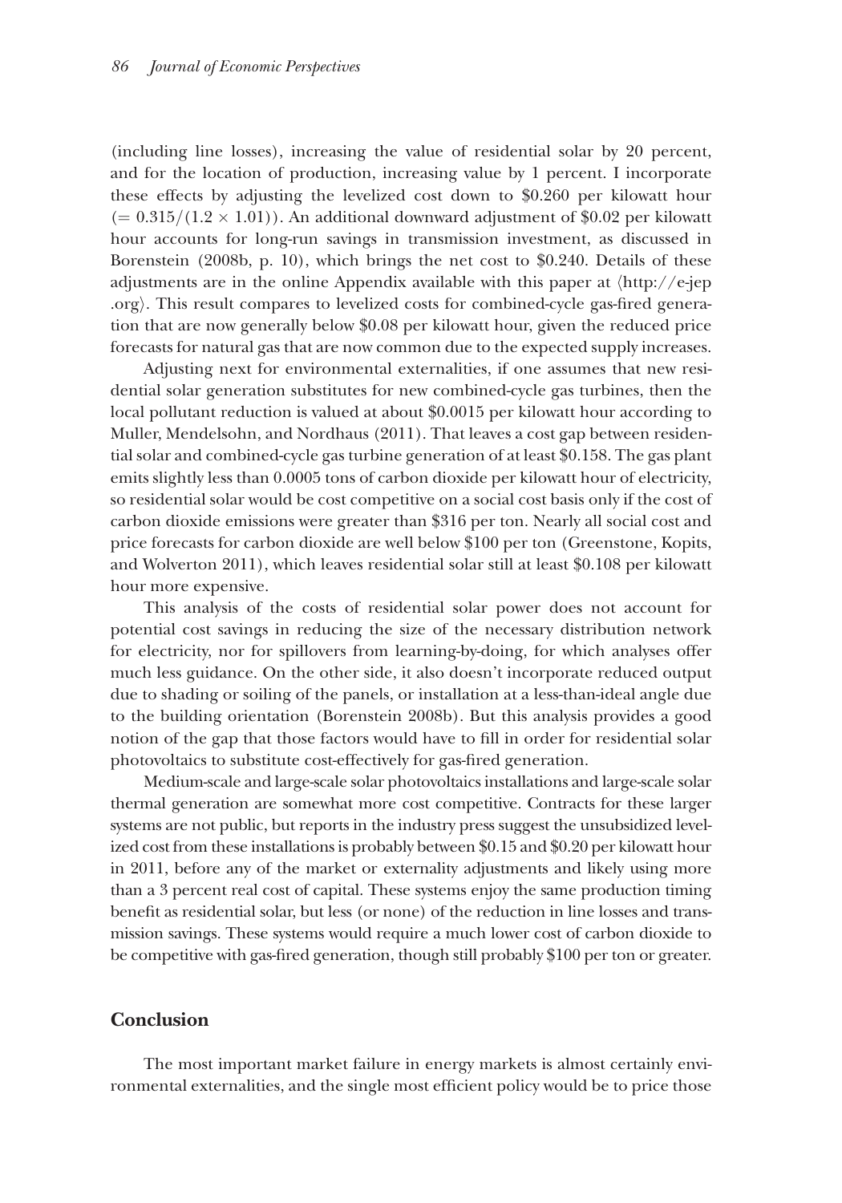(including line losses), increasing the value of residential solar by 20 percent, and for the location of production, increasing value by 1 percent. I incorporate these effects by adjusting the levelized cost down to \$0.260 per kilowatt hour ($= 0.315/(1.2 \times 1.01)$). An additional downward adjustment of \$0.02 per kilowatt hour accounts for long-run savings in transmission investment, as discussed in Borenstein (2008b, p. 10), which brings the net cost to \$0.240. Details of these adjustments are in the online Appendix available with this paper at ⟨http://e-jep.org⟩. This result compares to levelized costs for combined-cycle gas-fired generation that are now generally below \$0.08 per kilowatt hour, given the reduced price forecasts for natural gas that are now common due to the expected supply increases.

Adjusting next for environmental externalities, if one assumes that new residential solar generation substitutes for new combined-cycle gas turbines, then the local pollutant reduction is valued at about \$0.0015 per kilowatt hour according to Muller, Mendelsohn, and Nordhaus (2011). That leaves a cost gap between residential solar and combined-cycle gas turbine generation of at least \$0.158. The gas plant emits slightly less than 0.0005 tons of carbon dioxide per kilowatt hour of electricity, so residential solar would be cost competitive on a social cost basis only if the cost of carbon dioxide emissions were greater than \$316 per ton. Nearly all social cost and price forecasts for carbon dioxide are well below \$100 per ton (Greenstone, Kopits, and Wolverton 2011), which leaves residential solar still at least \$0.108 per kilowatt hour more expensive.

This analysis of the costs of residential solar power does not account for potential cost savings in reducing the size of the necessary distribution network for electricity, nor for spillovers from learning-by-doing, for which analyses offer much less guidance. On the other side, it also doesn't incorporate reduced output due to shading or soiling of the panels, or installation at a less-than-ideal angle due to the building orientation (Borenstein 2008b). But this analysis provides a good notion of the gap that those factors would have to fill in order for residential solar photovoltaics to substitute cost-effectively for gas-fired generation.

Medium-scale and large-scale solar photovoltaics installations and large-scale solar thermal generation are somewhat more cost competitive. Contracts for these larger systems are not public, but reports in the industry press suggest the unsubsidized levelized cost from these installations is probably between \$0.15 and \$0.20 per kilowatt hour in 2011, before any of the market or externality adjustments and likely using more than a 3 percent real cost of capital. These systems enjoy the same production timing benefit as residential solar, but less (or none) of the reduction in line losses and transmission savings. These systems would require a much lower cost of carbon dioxide to be competitive with gas-fired generation, though still probably \$100 per ton or greater.

## Conclusion

The most important market failure in energy markets is almost certainly environmental externalities, and the single most efficient policy would be to price those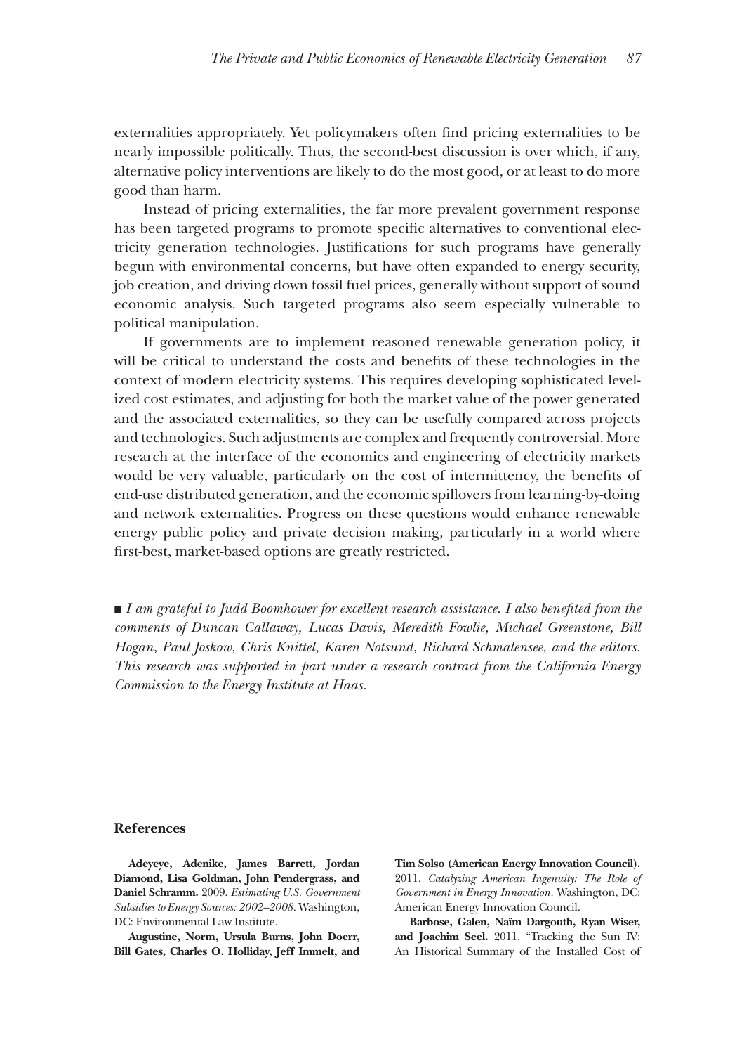externalities appropriately. Yet policymakers often find pricing externalities to be nearly impossible politically. Thus, the second-best discussion is over which, if any, alternative policy interventions are likely to do the most good, or at least to do more good than harm.

Instead of pricing externalities, the far more prevalent government response has been targeted programs to promote specific alternatives to conventional electricity generation technologies. Justifications for such programs have generally begun with environmental concerns, but have often expanded to energy security, job creation, and driving down fossil fuel prices, generally without support of sound economic analysis. Such targeted programs also seem especially vulnerable to political manipulation.

If governments are to implement reasoned renewable generation policy, it will be critical to understand the costs and benefits of these technologies in the context of modern electricity systems. This requires developing sophisticated levelized cost estimates, and adjusting for both the market value of the power generated and the associated externalities, so they can be usefully compared across projects and technologies. Such adjustments are complex and frequently controversial. More research at the interface of the economics and engineering of electricity markets would be very valuable, particularly on the cost of intermittency, the benefits of end-use distributed generation, and the economic spillovers from learning-by-doing and network externalities. Progress on these questions would enhance renewable energy public policy and private decision making, particularly in a world where first-best, market-based options are greatly restricted.

■ *I am grateful to Judd Boomhower for excellent research assistance. I also benefited from the comments of Duncan Callaway, Lucas Davis, Meredith Fowlie, Michael Greenstone, Bill Hogan, Paul Joskow, Chris Knittel, Karen Notsund, Richard Schmalensee, and the editors. This research was supported in part under a research contract from the California Energy Commission to the Energy Institute at Haas.*

## References

**Adeyeye, Adenike, James Barrett, Jordan Diamond, Lisa Goldman, John Pendergrass, and Daniel Schramm.** 2009. *Estimating U.S. Government Subsidies to Energy Sources: 2002–2008.* Washington, DC: Environmental Law Institute.

**Augustine, Norm, Ursula Burns, John Doerr, Bill Gates, Charles O. Holliday, Jeff Immelt, and Tim Solso (American Energy Innovation Council).** 2011. *Catalyzing American Ingenuity: The Role of Government in Energy Innovation.* Washington, DC: American Energy Innovation Council.

**Barbose, Galen, Naïm Dargouth, Ryan Wiser, and Joachim Seel.** 2011. "Tracking the Sun IV: An Historical Summary of the Installed Cost of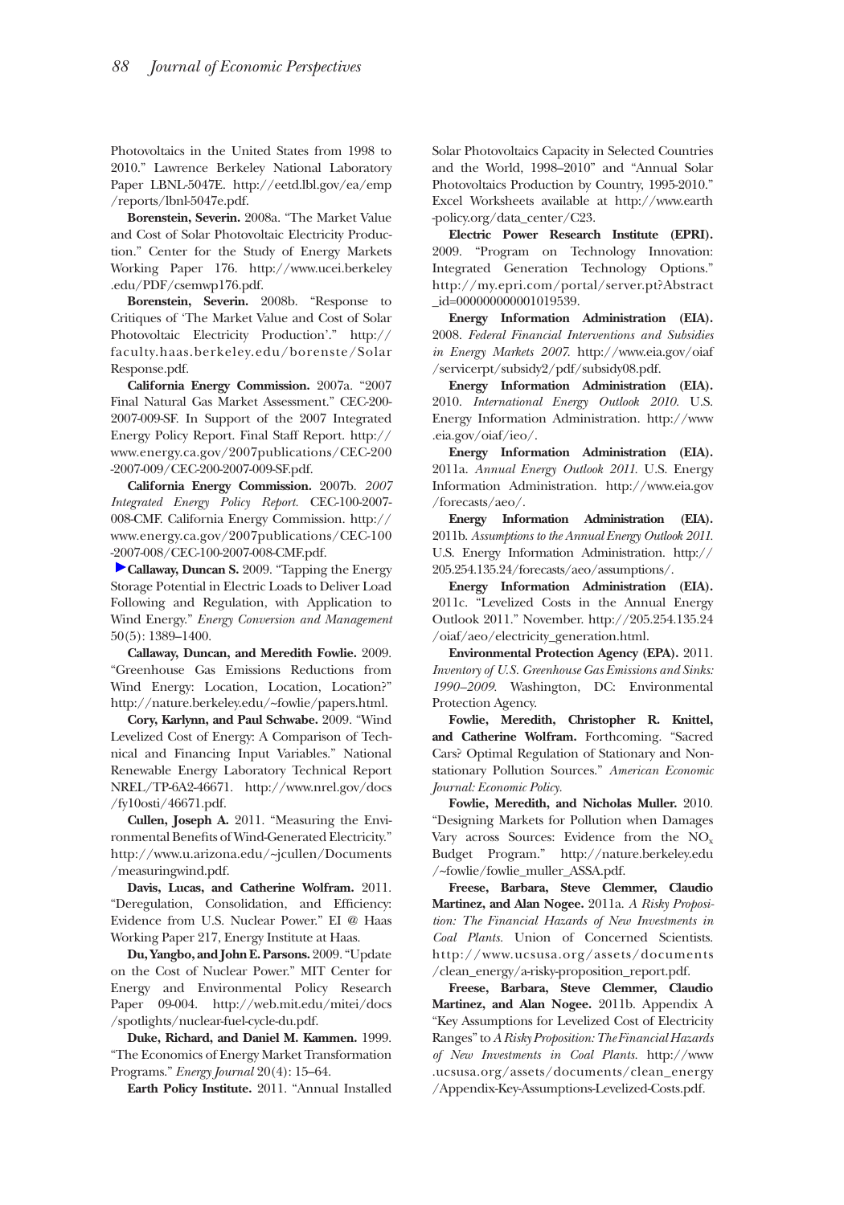Photovoltaics in the United States from 1998 to 2010." Lawrence Berkeley National Laboratory Paper LBNL-5047E. http://eetd.lbl.gov/ea/emp/reports/lbnl-5047e.pdf.

**Borenstein, Severin.** 2008a. "The Market Value and Cost of Solar Photovoltaic Electricity Production." Center for the Study of Energy Markets Working Paper 176. http://www.ucei.berkeley.edu/PDF/csemwp176.pdf.

**Borenstein, Severin.** 2008b. "Response to Critiques of 'The Market Value and Cost of Solar Photovoltaic Electricity Production'." http://faculty.haas.berkeley.edu/borenste/SolarResponse.pdf.

**California Energy Commission.** 2007a. "2007 Final Natural Gas Market Assessment." CEC-200-2007-009-SF. In Support of the 2007 Integrated Energy Policy Report. Final Staff Report. http://www.energy.ca.gov/2007publications/CEC-200-2007-009/CEC-200-2007-009-SF.pdf.

**California Energy Commission.** 2007b. *2007 Integrated Energy Policy Report.* CEC-100-2007-008-CMF. California Energy Commission. http://www.energy.ca.gov/2007publications/CEC-100-2007-008/CEC-100-2007-008-CMF.pdf.

**Callaway, Duncan S.** 2009. "Tapping the Energy Storage Potential in Electric Loads to Deliver Load Following and Regulation, with Application to Wind Energy." *Energy Conversion and Management* 50(5): 1389–1400.

**Callaway, Duncan, and Meredith Fowlie.** 2009. "Greenhouse Gas Emissions Reductions from Wind Energy: Location, Location, Location?" http://nature.berkeley.edu/~fowlie/papers.html.

**Cory, Karlynn, and Paul Schwabe.** 2009. "Wind Levelized Cost of Energy: A Comparison of Technical and Financing Input Variables." National Renewable Energy Laboratory Technical Report NREL/TP-6A2-46671. http://www.nrel.gov/docs/fy10osti/46671.pdf.

**Cullen, Joseph A.** 2011. "Measuring the Environmental Benefits of Wind-Generated Electricity." http://www.u.arizona.edu/~jcullen/Documents/measuringwind.pdf.

**Davis, Lucas, and Catherine Wolfram.** 2011. "Deregulation, Consolidation, and Efficiency: Evidence from U.S. Nuclear Power." EI @ Haas Working Paper 217, Energy Institute at Haas.

**Du, Yangbo, and John E. Parsons.** 2009. "Update on the Cost of Nuclear Power." MIT Center for Energy and Environmental Policy Research Paper 09-004. http://web.mit.edu/mitei/docs/spotlights/nuclear-fuel-cycle-du.pdf.

**Duke, Richard, and Daniel M. Kammen.** 1999. "The Economics of Energy Market Transformation Programs." *Energy Journal* 20(4): 15–64.

**Earth Policy Institute.** 2011. "Annual Installed Solar Photovoltaics Capacity in Selected Countries and the World, 1998–2010" and "Annual Solar Photovoltaics Production by Country, 1995-2010." Excel Worksheets available at http://www.earth-policy.org/data_center/C23.

**Electric Power Research Institute (EPRI).** 2009. "Program on Technology Innovation: Integrated Generation Technology Options." http://my.epri.com/portal/server.pt?Abstract_id=000000000001019539.

**Energy Information Administration (EIA).** 2008. *Federal Financial Interventions and Subsidies in Energy Markets 2007.* http://www.eia.gov/oiaf/servicerpt/subsidy2/pdf/subsidy08.pdf.

**Energy Information Administration (EIA).** 2010. *International Energy Outlook 2010.* U.S. Energy Information Administration. http://www.eia.gov/oiaf/ieo/.

**Energy Information Administration (EIA).** 2011a. *Annual Energy Outlook 2011.* U.S. Energy Information Administration. http://www.eia.gov/forecasts/aeo/.

**Energy Information Administration (EIA).** 2011b. *Assumptions to the Annual Energy Outlook 2011.* U.S. Energy Information Administration. http://205.254.135.24/forecasts/aeo/assumptions/.

**Energy Information Administration (EIA).** 2011c. "Levelized Costs in the Annual Energy Outlook 2011." November. http://205.254.135.24/oiaf/aeo/electricity_generation.html.

**Environmental Protection Agency (EPA).** 2011. *Inventory of U.S. Greenhouse Gas Emissions and Sinks: 1990–2009.* Washington, DC: Environmental Protection Agency.

**Fowlie, Meredith, Christopher R. Knittel, and Catherine Wolfram.** Forthcoming. "Sacred Cars? Optimal Regulation of Stationary and Nonstationary Pollution Sources." *American Economic Journal: Economic Policy.*

**Fowlie, Meredith, and Nicholas Muller.** 2010. "Designing Markets for Pollution when Damages Vary across Sources: Evidence from the $NO_x$ Budget Program." http://nature.berkeley.edu/~fowlie/fowlie_muller_ASSA.pdf.

**Freese, Barbara, Steve Clemmer, Claudio Martinez, and Alan Nogee.** 2011a. *A Risky Proposition: The Financial Hazards of New Investments in Coal Plants.* Union of Concerned Scientists. http://www.ucsusa.org/assets/documents/clean_energy/a-risky-proposition_report.pdf.

**Freese, Barbara, Steve Clemmer, Claudio Martinez, and Alan Nogee.** 2011b. Appendix A "Key Assumptions for Levelized Cost of Electricity Ranges" to *A Risky Proposition: The Financial Hazards of New Investments in Coal Plants.* http://www.ucsusa.org/assets/documents/clean_energy/Appendix-Key-Assumptions-Levelized-Costs.pdf.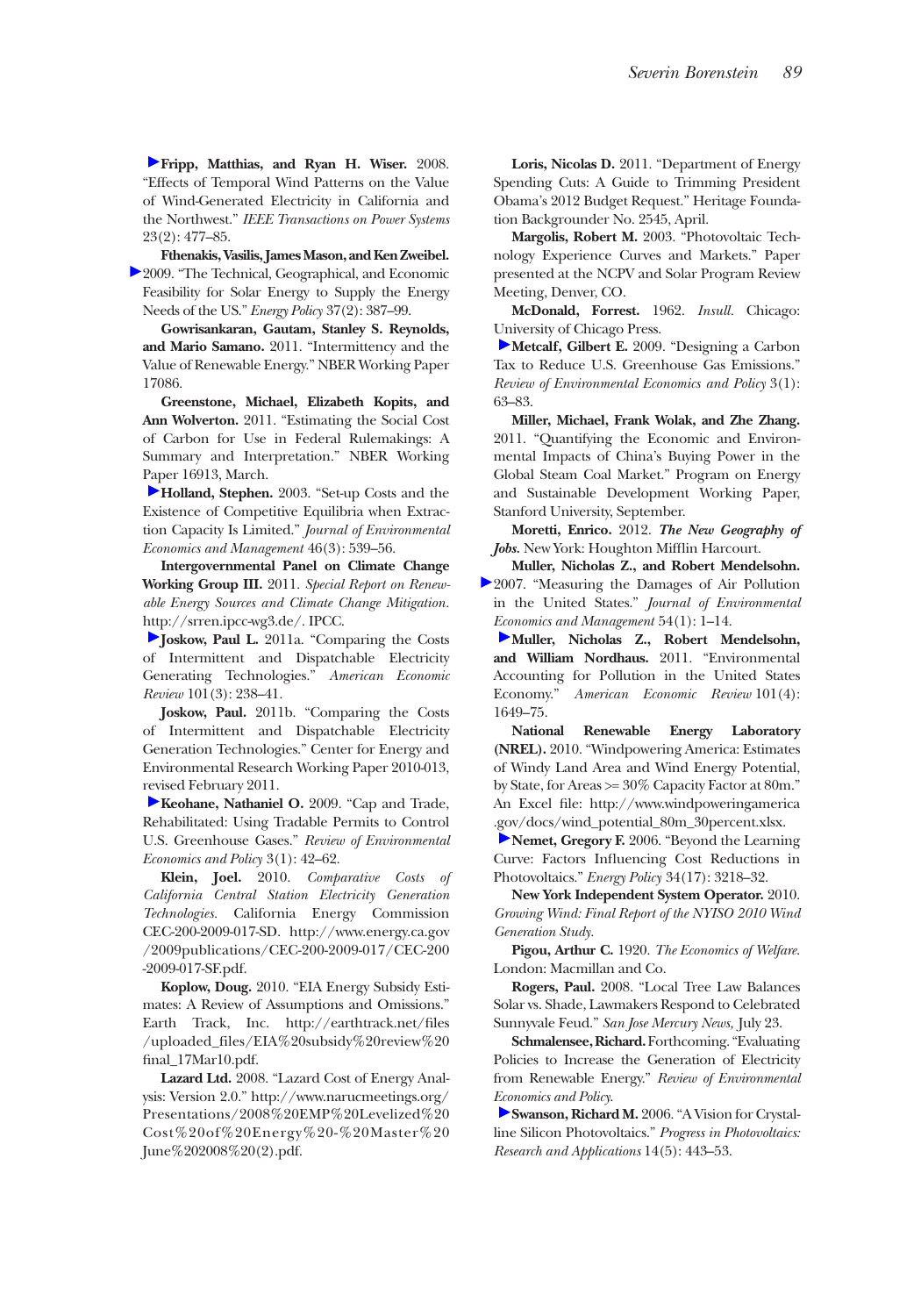**Fripp, Matthias, and Ryan H. Wiser.** 2008. "Effects of Temporal Wind Patterns on the Value of Wind-Generated Electricity in California and the Northwest." *IEEE Transactions on Power Systems* 23(2): 477–85.

**Fthenakis, Vasilis, James Mason, and Ken Zweibel.** 2009. "The Technical, Geographical, and Economic Feasibility for Solar Energy to Supply the Energy Needs of the US." *Energy Policy* 37(2): 387–99.

**Gowrisankaran, Gautam, Stanley S. Reynolds, and Mario Samano.** 2011. "Intermittency and the Value of Renewable Energy." NBER Working Paper 17086.

**Greenstone, Michael, Elizabeth Kopits, and Ann Wolverton.** 2011. "Estimating the Social Cost of Carbon for Use in Federal Rulemakings: A Summary and Interpretation." NBER Working Paper 16913, March.

**Holland, Stephen.** 2003. "Set-up Costs and the Existence of Competitive Equilibria when Extraction Capacity Is Limited." *Journal of Environmental Economics and Management* 46(3): 539–56.

**Intergovernmental Panel on Climate Change Working Group III.** 2011. *Special Report on Renewable Energy Sources and Climate Change Mitigation.* http://srren.ipcc-wg3.de/. IPCC.

**Joskow, Paul L.** 2011a. "Comparing the Costs of Intermittent and Dispatchable Electricity Generating Technologies." *American Economic Review* 101(3): 238–41.

**Joskow, Paul.** 2011b. "Comparing the Costs of Intermittent and Dispatchable Electricity Generation Technologies." Center for Energy and Environmental Research Working Paper 2010-013, revised February 2011.

**Keohane, Nathaniel O.** 2009. "Cap and Trade, Rehabilitated: Using Tradable Permits to Control U.S. Greenhouse Gases." *Review of Environmental Economics and Policy* 3(1): 42–62.

**Klein, Joel.** 2010. *Comparative Costs of California Central Station Electricity Generation Technologies.* California Energy Commission CEC-200-2009-017-SD. http://www.energy.ca.gov/2009publications/CEC-200-2009-017/CEC-200-2009-017-SF.pdf.

**Koplow, Doug.** 2010. "EIA Energy Subsidy Estimates: A Review of Assumptions and Omissions." Earth Track, Inc. http://earthtrack.net/files/uploaded_files/EIA%20subsidy%20review%20final_17Mar10.pdf.

**Lazard Ltd.** 2008. "Lazard Cost of Energy Analysis: Version 2.0." http://www.narucmeetings.org/Presentations/2008%20EMP%20Levelized%20Cost%20of%20Energy%20-%20Master%20June%202008%20(2).pdf.

**Loris, Nicolas D.** 2011. "Department of Energy Spending Cuts: A Guide to Trimming President Obama's 2012 Budget Request." Heritage Foundation Backgrounder No. 2545, April.

**Margolis, Robert M.** 2003. "Photovoltaic Technology Experience Curves and Markets." Paper presented at the NCPV and Solar Program Review Meeting, Denver, CO.

**McDonald, Forrest.** 1962. *Insull.* Chicago: University of Chicago Press.

**Metcalf, Gilbert E.** 2009. "Designing a Carbon Tax to Reduce U.S. Greenhouse Gas Emissions." *Review of Environmental Economics and Policy* 3(1): 63–83.

**Miller, Michael, Frank Wolak, and Zhe Zhang.** 2011. "Quantifying the Economic and Environmental Impacts of China's Buying Power in the Global Steam Coal Market." Program on Energy and Sustainable Development Working Paper, Stanford University, September.

**Moretti, Enrico.** 2012. ***The New Geography of Jobs.*** New York: Houghton Mifflin Harcourt.

**Muller, Nicholas Z., and Robert Mendelsohn.** 2007. "Measuring the Damages of Air Pollution in the United States." *Journal of Environmental Economics and Management* 54(1): 1–14.

**Muller, Nicholas Z., Robert Mendelsohn, and William Nordhaus.** 2011. "Environmental Accounting for Pollution in the United States Economy." *American Economic Review* 101(4): 1649–75.

**National Renewable Energy Laboratory (NREL).** 2010. "Windpowering America: Estimates of Windy Land Area and Wind Energy Potential, by State, for Areas >= 30% Capacity Factor at 80m." An Excel file: http://www.windpoweringamerica.gov/docs/wind_potential_80m_30percent.xlsx.

**Nemet, Gregory F.** 2006. "Beyond the Learning Curve: Factors Influencing Cost Reductions in Photovoltaics." *Energy Policy* 34(17): 3218–32.

**New York Independent System Operator.** 2010. *Growing Wind: Final Report of the NYISO 2010 Wind Generation Study.*

**Pigou, Arthur C.** 1920. *The Economics of Welfare.* London: Macmillan and Co.

**Rogers, Paul.** 2008. "Local Tree Law Balances Solar vs. Shade, Lawmakers Respond to Celebrated Sunnyvale Feud." *San Jose Mercury News,* July 23.

**Schmalensee, Richard.** Forthcoming. "Evaluating Policies to Increase the Generation of Electricity from Renewable Energy." *Review of Environmental Economics and Policy.*

**Swanson, Richard M.** 2006. "A Vision for Crystalline Silicon Photovoltaics." *Progress in Photovoltaics: Research and Applications* 14(5): 443–53.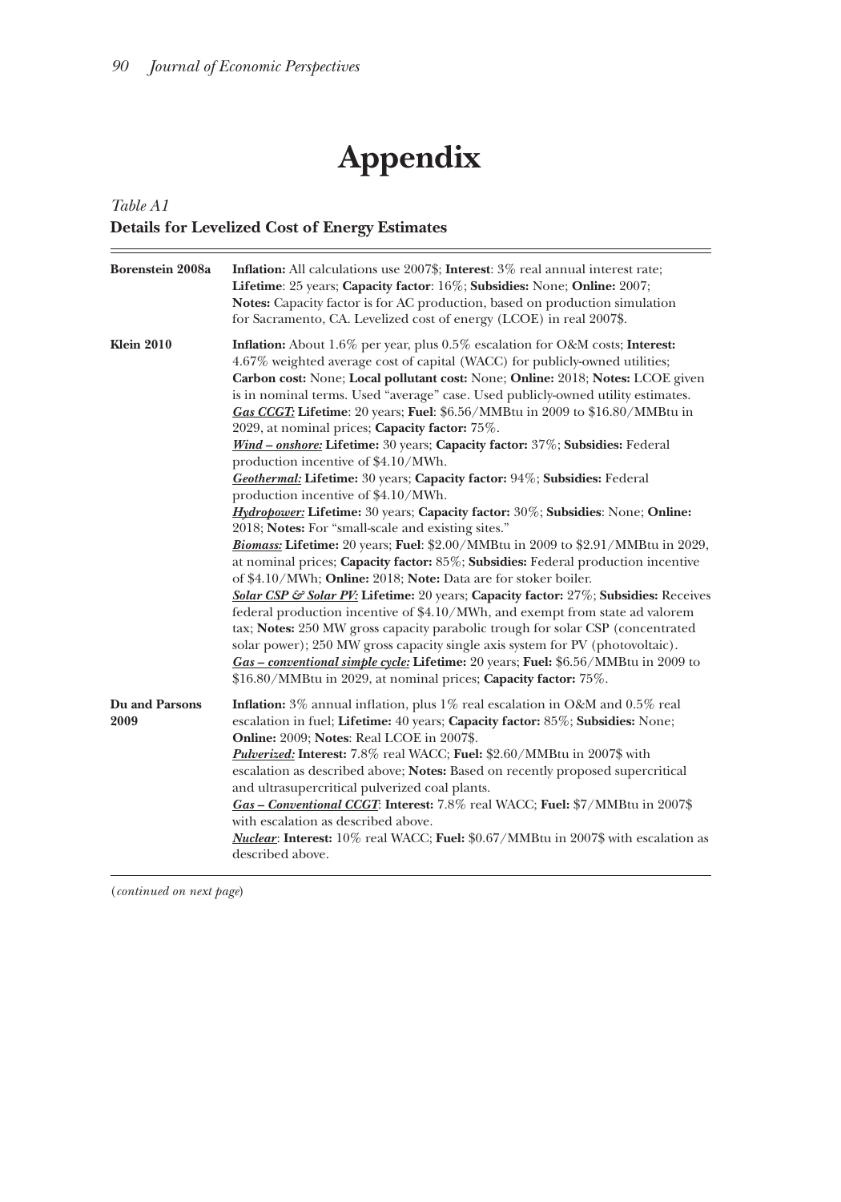# Appendix

*Table A1*
**Details for Levelized Cost of Energy Estimates**

| | |
|---|---|
| **Borenstein 2008a** | **Inflation:** All calculations use 2007$; **Interest**: 3% real annual interest rate; **Lifetime**: 25 years; **Capacity factor**: 16%; **Subsidies:** None; **Online:** 2007; **Notes:** Capacity factor is for AC production, based on production simulation for Sacramento, CA. Levelized cost of energy (LCOE) in real 2007$. |
| **Klein 2010** | **Inflation:** About 1.6% per year, plus 0.5% escalation for O&M costs; **Interest:** 4.67% weighted average cost of capital (WACC) for publicly-owned utilities; **Carbon cost:** None; **Local pollutant cost:** None; **Online:** 2018; **Notes:** LCOE given is in nominal terms. Used "average" case. Used publicly-owned utility estimates. <br> ***Gas CCGT:*** **Lifetime**: 20 years; **Fuel**: $6.56/MMBtu in 2009 to $16.80/MMBtu in 2029, at nominal prices; **Capacity factor:** 75%. <br> ***Wind – onshore:*** **Lifetime:** 30 years; **Capacity factor:** 37%; **Subsidies:** Federal production incentive of $4.10/MWh. <br> ***Geothermal:*** **Lifetime:** 30 years; **Capacity factor:** 94%; **Subsidies:** Federal production incentive of $4.10/MWh. <br> ***Hydropower:*** **Lifetime:** 30 years; **Capacity factor:** 30%; **Subsidies**: None; **Online:** 2018; **Notes:** For "small-scale and existing sites." <br> ***Biomass:*** **Lifetime:** 20 years; **Fuel**: $2.00/MMBtu in 2009 to $2.91/MMBtu in 2029, at nominal prices; **Capacity factor:** 85%; **Subsidies:** Federal production incentive of $4.10/MWh; **Online:** 2018; **Note:** Data are for stoker boiler. <br> ***Solar CSP & Solar PV:*** **Lifetime:** 20 years; **Capacity factor:** 27%; **Subsidies:** Receives federal production incentive of $4.10/MWh, and exempt from state ad valorem tax; **Notes:** 250 MW gross capacity parabolic trough for solar CSP (concentrated solar power); 250 MW gross capacity single axis system for PV (photovoltaic). <br> ***Gas – conventional simple cycle:*** **Lifetime:** 20 years; **Fuel:** $6.56/MMBtu in 2009 to $16.80/MMBtu in 2029, at nominal prices; **Capacity factor:** 75%. |
| **Du and Parsons 2009** | **Inflation:** 3% annual inflation, plus 1% real escalation in O&M and 0.5% real escalation in fuel; **Lifetime:** 40 years; **Capacity factor:** 85%; **Subsidies:** None; **Online:** 2009; **Notes**: Real LCOE in 2007$. <br> ***Pulverized:*** **Interest:** 7.8% real WACC; **Fuel:** $2.60/MMBtu in 2007$ with escalation as described above; **Notes:** Based on recently proposed supercritical and ultrasupercritical pulverized coal plants. <br> ***Gas – Conventional CCGT***: **Interest:** 7.8% real WACC; **Fuel:** $7/MMBtu in 2007$ with escalation as described above. <br> ***Nuclear***: **Interest:** 10% real WACC; **Fuel:** $0.67/MMBtu in 2007$ with escalation as described above. |

(*continued on next page*)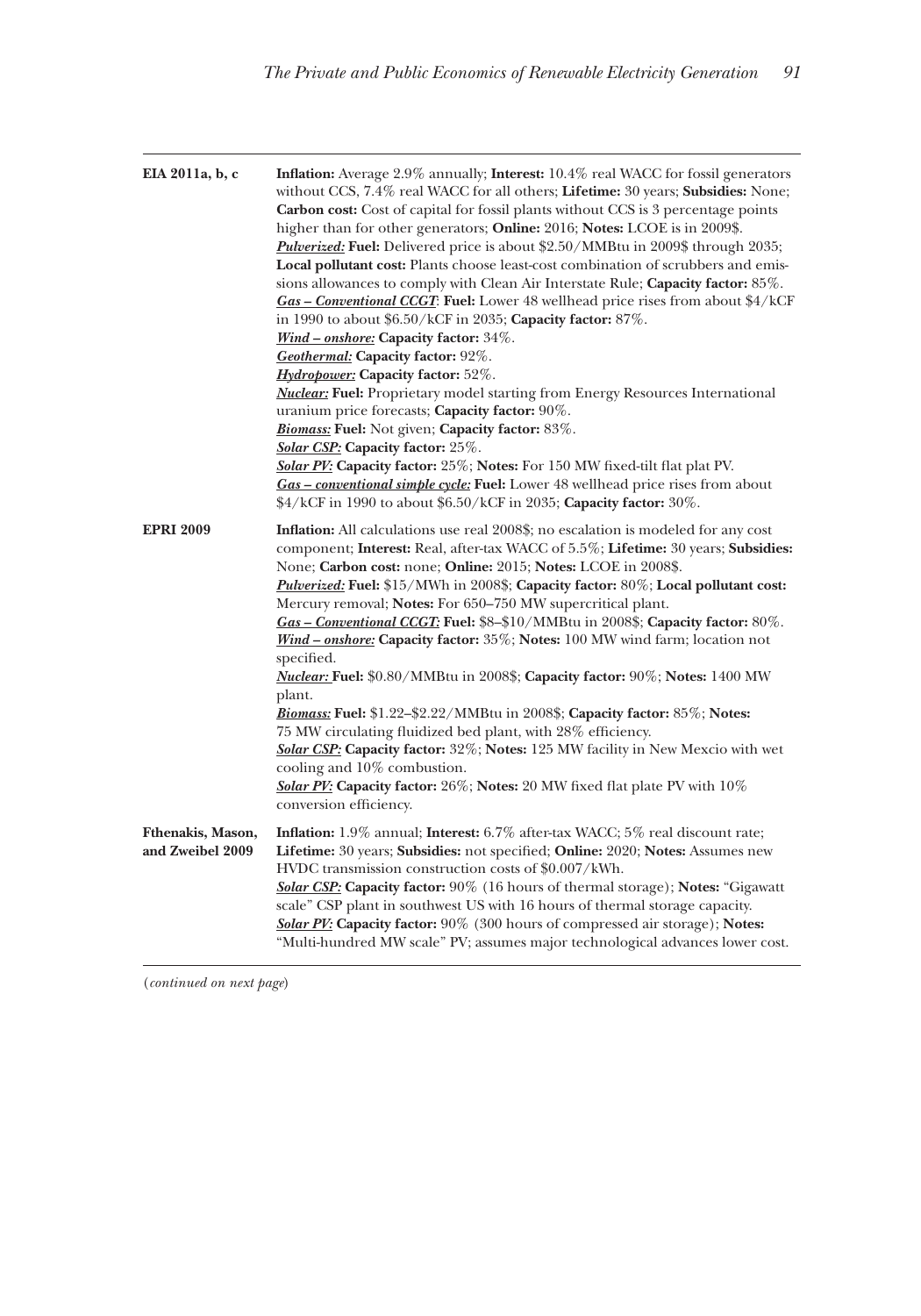| | |
|---|---|
| **EIA 2011a, b, c** | **Inflation:** Average 2.9% annually; **Interest:** 10.4% real WACC for fossil generators without CCS, 7.4% real WACC for all others; **Lifetime:** 30 years; **Subsidies:** None; **Carbon cost:** Cost of capital for fossil plants without CCS is 3 percentage points higher than for other generators; **Online:** 2016; **Notes:** LCOE is in 2009$.<br>***Pulverized:*** **Fuel:** Delivered price is about $2.50/MMBtu in 2009$ through 2035; **Local pollutant cost:** Plants choose least-cost combination of scrubbers and emissions allowances to comply with Clean Air Interstate Rule; **Capacity factor:** 85%.<br>***Gas – Conventional CCGT*:** **Fuel:** Lower 48 wellhead price rises from about $4/kCF in 1990 to about $6.50/kCF in 2035; **Capacity factor:** 87%.<br>***Wind – onshore:*** **Capacity factor:** 34%.<br>***Geothermal:*** **Capacity factor:** 92%.<br>***Hydropower:*** **Capacity factor:** 52%.<br>***Nuclear:*** **Fuel:** Proprietary model starting from Energy Resources International uranium price forecasts; **Capacity factor:** 90%.<br>***Biomass:*** **Fuel:** Not given; **Capacity factor:** 83%.<br>***Solar CSP:*** **Capacity factor:** 25%.<br>***Solar PV:*** **Capacity factor:** 25%; **Notes:** For 150 MW fixed-tilt flat plat PV.<br>***Gas – conventional simple cycle:*** **Fuel:** Lower 48 wellhead price rises from about $4/kCF in 1990 to about $6.50/kCF in 2035; **Capacity factor:** 30%. |
| **EPRI 2009** | **Inflation:** All calculations use real 2008$; no escalation is modeled for any cost component; **Interest:** Real, after-tax WACC of 5.5%; **Lifetime:** 30 years; **Subsidies:** None; **Carbon cost:** none; **Online:** 2015; **Notes:** LCOE in 2008$.<br>***Pulverized:*** **Fuel:** $15/MWh in 2008$; **Capacity factor:** 80%; **Local pollutant cost:** Mercury removal; **Notes:** For 650–750 MW supercritical plant.<br>***Gas – Conventional CCGT:*** **Fuel:** $8–$10/MMBtu in 2008$; **Capacity factor:** 80%.<br>***Wind – onshore:*** **Capacity factor:** 35%; **Notes:** 100 MW wind farm; location not specified.<br>***Nuclear:*** **Fuel:** $0.80/MMBtu in 2008$; **Capacity factor:** 90%; **Notes:** 1400 MW plant.<br>***Biomass:*** **Fuel:** $1.22–$2.22/MMBtu in 2008$; **Capacity factor:** 85%; **Notes:** 75 MW circulating fluidized bed plant, with 28% efficiency.<br>***Solar CSP:*** **Capacity factor:** 32%; **Notes:** 125 MW facility in New Mexcio with wet cooling and 10% combustion.<br>***Solar PV:*** **Capacity factor:** 26%; **Notes:** 20 MW fixed flat plate PV with 10% conversion efficiency. |
| **Fthenakis, Mason, and Zweibel 2009** | **Inflation:** 1.9% annual; **Interest:** 6.7% after-tax WACC; 5% real discount rate; **Lifetime:** 30 years; **Subsidies:** not specified; **Online:** 2020; **Notes:** Assumes new HVDC transmission construction costs of $0.007/kWh.<br>***Solar CSP:*** **Capacity factor:** 90% (16 hours of thermal storage); **Notes:** "Gigawatt scale" CSP plant in southwest US with 16 hours of thermal storage capacity.<br>***Solar PV:*** **Capacity factor:** 90% (300 hours of compressed air storage); **Notes:** "Multi-hundred MW scale" PV; assumes major technological advances lower cost. |

(*continued on next page*)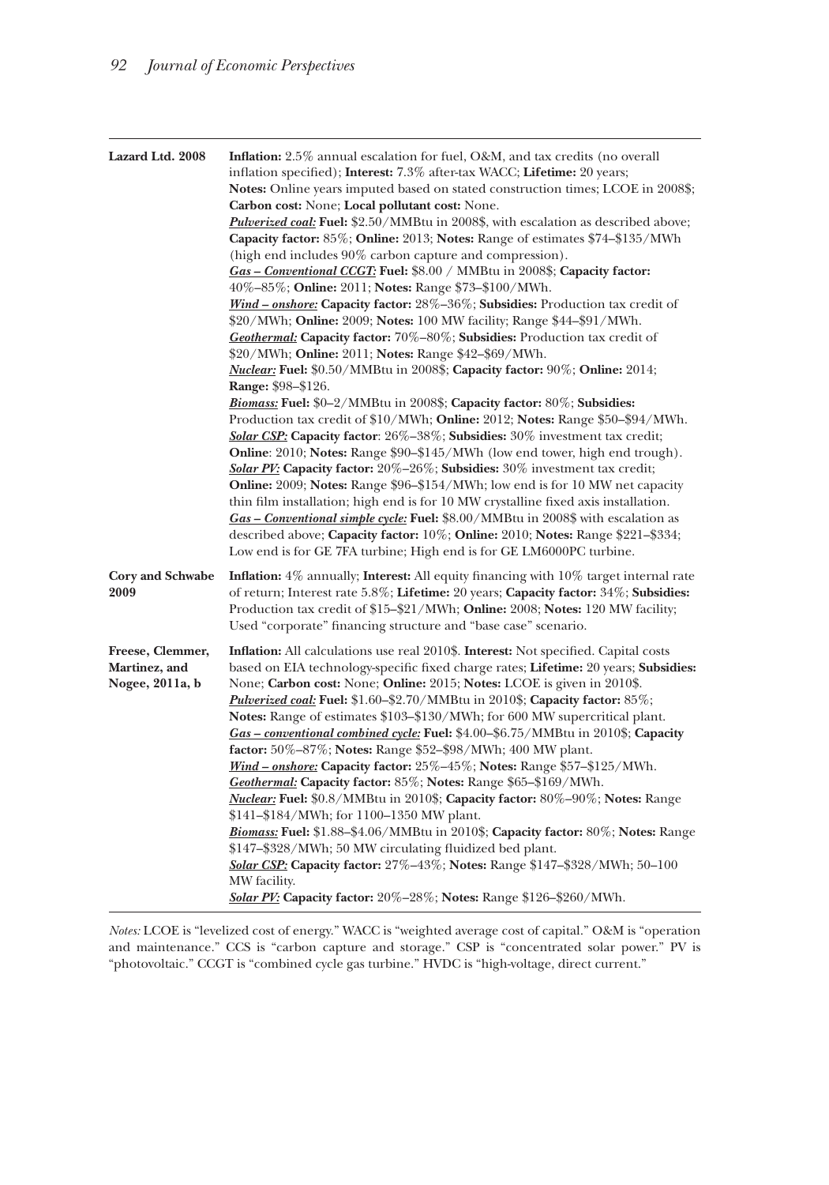| | |
|---|---|
| **Lazard Ltd. 2008** | **Inflation:** 2.5% annual escalation for fuel, O&M, and tax credits (no overall inflation specified); **Interest:** 7.3% after-tax WACC; **Lifetime:** 20 years; **Notes:** Online years imputed based on stated construction times; LCOE in 2008$; **Carbon cost:** None; **Local pollutant cost:** None. <br> ***Pulverized coal:*** **Fuel:** $2.50/MMBtu in 2008$, with escalation as described above; **Capacity factor:** 85%; **Online:** 2013; **Notes:** Range of estimates $74–$135/MWh (high end includes 90% carbon capture and compression). <br> ***Gas – Conventional CCGT:*** **Fuel:** $8.00 / MMBtu in 2008$; **Capacity factor:** 40%–85%; **Online:** 2011; **Notes:** Range $73–$100/MWh. <br> ***Wind – onshore:*** **Capacity factor:** 28%–36%; **Subsidies:** Production tax credit of $20/MWh; **Online:** 2009; **Notes:** 100 MW facility; Range $44–$91/MWh. <br> ***Geothermal:*** **Capacity factor:** 70%–80%; **Subsidies:** Production tax credit of $20/MWh; **Online:** 2011; **Notes:** Range $42–$69/MWh. <br> ***Nuclear:*** **Fuel:** $0.50/MMBtu in 2008$; **Capacity factor:** 90%; **Online:** 2014; **Range:** $98–$126. <br> ***Biomass:*** **Fuel:** $0–2/MMBtu in 2008$; **Capacity factor:** 80%; **Subsidies:** Production tax credit of $10/MWh; **Online:** 2012; **Notes:** Range $50–$94/MWh. <br> ***Solar CSP:*** **Capacity factor**: 26%–38%; **Subsidies:** 30% investment tax credit; **Online**: 2010; **Notes:** Range $90–$145/MWh (low end tower, high end trough). <br> ***Solar PV:*** **Capacity factor:** 20%–26%; **Subsidies:** 30% investment tax credit; **Online:** 2009; **Notes:** Range $96–$154/MWh; low end is for 10 MW net capacity thin film installation; high end is for 10 MW crystalline fixed axis installation. <br> ***Gas – Conventional simple cycle:*** **Fuel:** $8.00/MMBtu in 2008$ with escalation as described above; **Capacity factor:** 10%; **Online:** 2010; **Notes:** Range $221–$334; Low end is for GE 7FA turbine; High end is for GE LM6000PC turbine. |
| **Cory and Schwabe 2009** | **Inflation:** 4% annually; **Interest:** All equity financing with 10% target internal rate of return; Interest rate 5.8%; **Lifetime:** 20 years; **Capacity factor:** 34%; **Subsidies:** Production tax credit of $15–$21/MWh; **Online:** 2008; **Notes:** 120 MW facility; Used "corporate" financing structure and "base case" scenario. |
| **Freese, Clemmer, Martinez, and Nogee, 2011a, b** | **Inflation:** All calculations use real 2010$. **Interest:** Not specified. Capital costs based on EIA technology-specific fixed charge rates; **Lifetime:** 20 years; **Subsidies:** None; **Carbon cost:** None; **Online:** 2015; **Notes:** LCOE is given in 2010$. <br> ***Pulverized coal:*** **Fuel:** $1.60–$2.70/MMBtu in 2010$; **Capacity factor:** 85%; **Notes:** Range of estimates $103–$130/MWh; for 600 MW supercritical plant. <br> ***Gas – conventional combined cycle:*** **Fuel:** $4.00–$6.75/MMBtu in 2010$; **Capacity factor:** 50%–87%; **Notes:** Range $52–$98/MWh; 400 MW plant. <br> ***Wind – onshore:*** **Capacity factor:** 25%–45%; **Notes:** Range $57–$125/MWh. <br> ***Geothermal:*** **Capacity factor:** 85%; **Notes:** Range $65–$169/MWh. <br> ***Nuclear:*** **Fuel:** $0.8/MMBtu in 2010$; **Capacity factor:** 80%–90%; **Notes:** Range $141–$184/MWh; for 1100–1350 MW plant. <br> ***Biomass:*** **Fuel:** $1.88–$4.06/MMBtu in 2010$; **Capacity factor:** 80%; **Notes:** Range $147–$328/MWh; 50 MW circulating fluidized bed plant. <br> ***Solar CSP:*** **Capacity factor:** 27%–43%; **Notes:** Range $147–$328/MWh; 50–100 MW facility. <br> ***Solar PV:*** **Capacity factor:** 20%–28%; **Notes:** Range $126–$260/MWh. |

*Notes:* LCOE is "levelized cost of energy." WACC is "weighted average cost of capital." O&M is "operation and maintenance." CCS is "carbon capture and storage." CSP is "concentrated solar power." PV is "photovoltaic." CCGT is "combined cycle gas turbine." HVDC is "high-voltage, direct current."